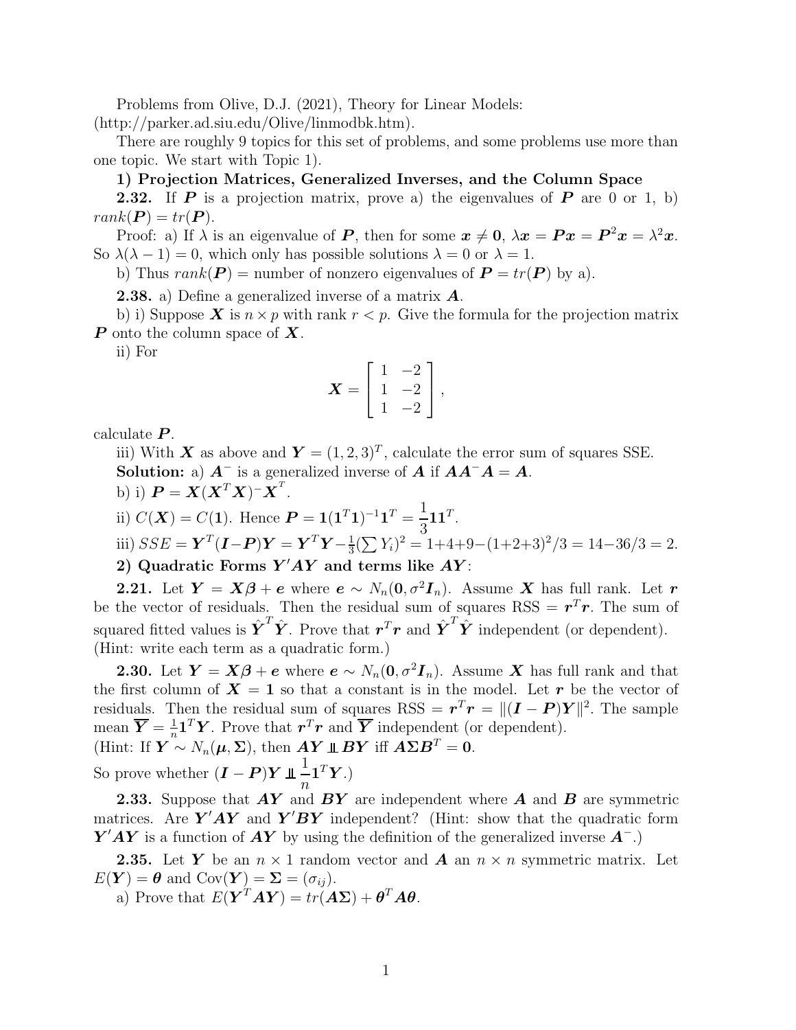Problems from Olive, D.J. (2021), Theory for Linear Models:
(http://parker.ad.siu.edu/Olive/linmodbk.htm).

There are roughly 9 topics for this set of problems, and some problems use more than one topic. We start with Topic 1).

**1) Projection Matrices, Generalized Inverses, and the Column Space**

**2.32.** If $\boldsymbol{P}$ is a projection matrix, prove a) the eigenvalues of $\boldsymbol{P}$ are 0 or 1, b) $rank(\boldsymbol{P}) = tr(\boldsymbol{P})$.

Proof: a) If $\lambda$ is an eigenvalue of $\boldsymbol{P}$, then for some $\boldsymbol{x} \neq \boldsymbol{0}$, $\lambda \boldsymbol{x} = \boldsymbol{P}\boldsymbol{x} = \boldsymbol{P}^2\boldsymbol{x} = \lambda^2 \boldsymbol{x}$. So $\lambda(\lambda - 1) = 0$, which only has possible solutions $\lambda = 0$ or $\lambda = 1$.

b) Thus $rank(\boldsymbol{P})$ = number of nonzero eigenvalues of $\boldsymbol{P} = tr(\boldsymbol{P})$ by a).

**2.38.** a) Define a generalized inverse of a matrix $\boldsymbol{A}$.

b) i) Suppose $\boldsymbol{X}$ is $n \times p$ with rank $r < p$. Give the formula for the projection matrix $\boldsymbol{P}$ onto the column space of $\boldsymbol{X}$.

ii) For

$$\boldsymbol{X} = \begin{bmatrix} 1 & -2 \\ 1 & -2 \\ 1 & -2 \end{bmatrix},$$

calculate $\boldsymbol{P}$.

iii) With $\boldsymbol{X}$ as above and $\boldsymbol{Y} = (1, 2, 3)^T$, calculate the error sum of squares SSE.

**Solution:** a) $\boldsymbol{A}^-$ is a generalized inverse of $\boldsymbol{A}$ if $\boldsymbol{A}\boldsymbol{A}^-\boldsymbol{A} = \boldsymbol{A}$.

b) i) $\boldsymbol{P} = \boldsymbol{X}(\boldsymbol{X}^T\boldsymbol{X})^-\boldsymbol{X}^T$.

ii) $C(\boldsymbol{X}) = C(\boldsymbol{1})$. Hence $\boldsymbol{P} = \boldsymbol{1}(\boldsymbol{1}^T\boldsymbol{1})^{-1}\boldsymbol{1}^T = \dfrac{1}{3}\boldsymbol{1}\boldsymbol{1}^T$.

iii) $SSE = \boldsymbol{Y}^T(\boldsymbol{I} - \boldsymbol{P})\boldsymbol{Y} = \boldsymbol{Y}^T\boldsymbol{Y} - \frac{1}{3}(\sum Y_i)^2 = 1 + 4 + 9 - (1 + 2 + 3)^2/3 = 14 - 36/3 = 2.$

**2) Quadratic Forms $\boldsymbol{Y}'\boldsymbol{A}\boldsymbol{Y}$ and terms like $\boldsymbol{A}\boldsymbol{Y}$:**

**2.21.** Let $\boldsymbol{Y} = \boldsymbol{X}\boldsymbol{\beta} + \boldsymbol{e}$ where $\boldsymbol{e} \sim N_n(\boldsymbol{0}, \sigma^2 \boldsymbol{I}_n)$. Assume $\boldsymbol{X}$ has full rank. Let $\boldsymbol{r}$ be the vector of residuals. Then the residual sum of squares RSS $= \boldsymbol{r}^T\boldsymbol{r}$. The sum of squared fitted values is $\hat{\boldsymbol{Y}}^T\hat{\boldsymbol{Y}}$. Prove that $\boldsymbol{r}^T\boldsymbol{r}$ and $\hat{\boldsymbol{Y}}^T\hat{\boldsymbol{Y}}$ independent (or dependent).
(Hint: write each term as a quadratic form.)

**2.30.** Let $\boldsymbol{Y} = \boldsymbol{X}\boldsymbol{\beta} + \boldsymbol{e}$ where $\boldsymbol{e} \sim N_n(\boldsymbol{0}, \sigma^2 \boldsymbol{I}_n)$. Assume $\boldsymbol{X}$ has full rank and that the first column of $\boldsymbol{X} = \boldsymbol{1}$ so that a constant is in the model. Let $\boldsymbol{r}$ be the vector of residuals. Then the residual sum of squares RSS $= \boldsymbol{r}^T\boldsymbol{r} = \|(\boldsymbol{I} - \boldsymbol{P})\boldsymbol{Y}\|^2$. The sample mean $\overline{Y} = \frac{1}{n}\boldsymbol{1}^T\boldsymbol{Y}$. Prove that $\boldsymbol{r}^T\boldsymbol{r}$ and $\overline{Y}$ independent (or dependent).
(Hint: If $\boldsymbol{Y} \sim N_n(\boldsymbol{\mu}, \boldsymbol{\Sigma})$, then $\boldsymbol{A}\boldsymbol{Y} \perp\!\!\!\perp \boldsymbol{B}\boldsymbol{Y}$ iff $\boldsymbol{A}\boldsymbol{\Sigma}\boldsymbol{B}^T = \boldsymbol{0}$.
So prove whether $(\boldsymbol{I} - \boldsymbol{P})\boldsymbol{Y} \perp\!\!\!\perp \dfrac{1}{n}\boldsymbol{1}^T\boldsymbol{Y}$.)

**2.33.** Suppose that $\boldsymbol{A}\boldsymbol{Y}$ and $\boldsymbol{B}\boldsymbol{Y}$ are independent where $\boldsymbol{A}$ and $\boldsymbol{B}$ are symmetric matrices. Are $\boldsymbol{Y}'\boldsymbol{A}\boldsymbol{Y}$ and $\boldsymbol{Y}'\boldsymbol{B}\boldsymbol{Y}$ independent? (Hint: show that the quadratic form $\boldsymbol{Y}'\boldsymbol{A}\boldsymbol{Y}$ is a function of $\boldsymbol{A}\boldsymbol{Y}$ by using the definition of the generalized inverse $\boldsymbol{A}^-$.)

**2.35.** Let $\boldsymbol{Y}$ be an $n \times 1$ random vector and $\boldsymbol{A}$ an $n \times n$ symmetric matrix. Let $E(\boldsymbol{Y}) = \boldsymbol{\theta}$ and $\text{Cov}(\boldsymbol{Y}) = \boldsymbol{\Sigma} = (\sigma_{ij})$.

a) Prove that $E(\boldsymbol{Y}^T\boldsymbol{A}\boldsymbol{Y}) = tr(\boldsymbol{A}\boldsymbol{\Sigma}) + \boldsymbol{\theta}^T\boldsymbol{A}\boldsymbol{\theta}$.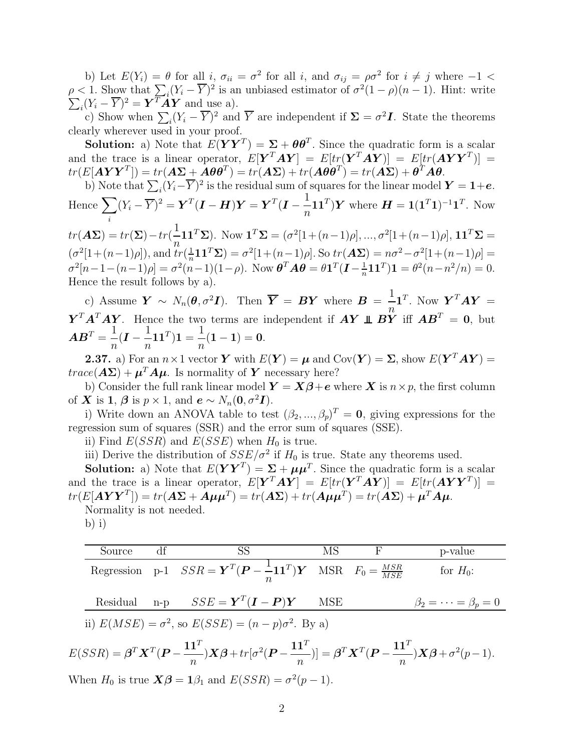b) Let $E(Y_i) = \theta$ for all $i$, $\sigma_{ii} = \sigma^2$ for all $i$, and $\sigma_{ij} = \rho\sigma^2$ for $i \neq j$ where $-1 < \rho < 1$. Show that $\sum_i (Y_i - \overline{Y})^2$ is an unbiased estimator of $\sigma^2(1-\rho)(n-1)$. Hint: write $\sum_i (Y_i - \overline{Y})^2 = \boldsymbol{Y}^T \boldsymbol{A} \boldsymbol{Y}$ and use a).

c) Show when $\sum_i (Y_i - \overline{Y})^2$ and $\overline{Y}$ are independent if $\boldsymbol{\Sigma} = \sigma^2 \boldsymbol{I}$. State the theorems clearly wherever used in your proof.

**Solution:** a) Note that $E(\boldsymbol{Y}\boldsymbol{Y}^T) = \boldsymbol{\Sigma} + \boldsymbol{\theta}\boldsymbol{\theta}^T$. Since the quadratic form is a scalar and the trace is a linear operator, $E[\boldsymbol{Y}^T\boldsymbol{A}\boldsymbol{Y}] = E[tr(\boldsymbol{Y}^T\boldsymbol{A}\boldsymbol{Y})] = E[tr(\boldsymbol{A}\boldsymbol{Y}\boldsymbol{Y}^T)] = tr(E[\boldsymbol{A}\boldsymbol{Y}\boldsymbol{Y}^T]) = tr(\boldsymbol{A}\boldsymbol{\Sigma} + \boldsymbol{A}\boldsymbol{\theta}\boldsymbol{\theta}^T) = tr(\boldsymbol{A}\boldsymbol{\Sigma}) + tr(\boldsymbol{A}\boldsymbol{\theta}\boldsymbol{\theta}^T) = tr(\boldsymbol{A}\boldsymbol{\Sigma}) + \boldsymbol{\theta}^T\boldsymbol{A}\boldsymbol{\theta}$.

b) Note that $\sum_i (Y_i - \overline{Y})^2$ is the residual sum of squares for the linear model $\boldsymbol{Y} = \boldsymbol{1} + \boldsymbol{e}$. Hence $\sum_i (Y_i - \overline{Y})^2 = \boldsymbol{Y}^T(\boldsymbol{I} - \boldsymbol{H})\boldsymbol{Y} = \boldsymbol{Y}^T(\boldsymbol{I} - \frac{1}{n}\boldsymbol{1}\boldsymbol{1}^T)\boldsymbol{Y}$ where $\boldsymbol{H} = \boldsymbol{1}(\boldsymbol{1}^T\boldsymbol{1})^{-1}\boldsymbol{1}^T$. Now $tr(\boldsymbol{A}\boldsymbol{\Sigma}) = tr(\boldsymbol{\Sigma}) - tr(\frac{1}{n}\boldsymbol{1}\boldsymbol{1}^T\boldsymbol{\Sigma})$. Now $\boldsymbol{1}^T\boldsymbol{\Sigma} = (\sigma^2[1+(n-1)\rho], ..., \sigma^2[1+(n-1)\rho]$, $\boldsymbol{1}\boldsymbol{1}^T\boldsymbol{\Sigma} = (\sigma^2[1+(n-1)\rho])$, and $tr(\frac{1}{n}\boldsymbol{1}\boldsymbol{1}^T\boldsymbol{\Sigma}) = \sigma^2[1+(n-1)\rho]$. So $tr(\boldsymbol{A}\boldsymbol{\Sigma}) = n\sigma^2 - \sigma^2[1+(n-1)\rho] = \sigma^2[n-1-(n-1)\rho] = \sigma^2(n-1)(1-\rho)$. Now $\boldsymbol{\theta}^T\boldsymbol{A}\boldsymbol{\theta} = \theta\boldsymbol{1}^T(\boldsymbol{I} - \frac{1}{n}\boldsymbol{1}\boldsymbol{1}^T)\boldsymbol{1} = \theta^2(n - n^2/n) = 0$. Hence the result follows by a).

c) Assume $\boldsymbol{Y} \sim N_n(\boldsymbol{\theta}, \sigma^2\boldsymbol{I})$. Then $\overline{\boldsymbol{Y}} = \boldsymbol{B}\boldsymbol{Y}$ where $\boldsymbol{B} = \frac{1}{n}\boldsymbol{1}^T$. Now $\boldsymbol{Y}^T\boldsymbol{A}\boldsymbol{Y} = \boldsymbol{Y}^T\boldsymbol{A}^T\boldsymbol{A}\boldsymbol{Y}$. Hence the two terms are independent if $\boldsymbol{A}\boldsymbol{Y} \perp\!\!\!\perp \boldsymbol{B}\boldsymbol{Y}$ iff $\boldsymbol{A}\boldsymbol{B}^T = \boldsymbol{0}$, but $\boldsymbol{A}\boldsymbol{B}^T = \frac{1}{n}(\boldsymbol{I} - \frac{1}{n}\boldsymbol{1}\boldsymbol{1}^T)\boldsymbol{1} = \frac{1}{n}(\boldsymbol{1} - \boldsymbol{1}) = \boldsymbol{0}$.

**2.37.** a) For an $n \times 1$ vector $\boldsymbol{Y}$ with $E(\boldsymbol{Y}) = \boldsymbol{\mu}$ and $\text{Cov}(\boldsymbol{Y}) = \boldsymbol{\Sigma}$, show $E(\boldsymbol{Y}^T\boldsymbol{A}\boldsymbol{Y}) = trace(\boldsymbol{A}\boldsymbol{\Sigma}) + \boldsymbol{\mu}^T\boldsymbol{A}\boldsymbol{\mu}$. Is normality of $\boldsymbol{Y}$ necessary here?

b) Consider the full rank linear model $\boldsymbol{Y} = \boldsymbol{X}\boldsymbol{\beta} + \boldsymbol{e}$ where $\boldsymbol{X}$ is $n \times p$, the first column of $\boldsymbol{X}$ is $\boldsymbol{1}$, $\boldsymbol{\beta}$ is $p \times 1$, and $\boldsymbol{e} \sim N_n(\boldsymbol{0}, \sigma^2\boldsymbol{I})$.

i) Write down an ANOVA table to test $(\beta_2, ..., \beta_p)^T = \boldsymbol{0}$, giving expressions for the regression sum of squares (SSR) and the error sum of squares (SSE).

ii) Find $E(SSR)$ and $E(SSE)$ when $H_0$ is true.

iii) Derive the distribution of $SSE/\sigma^2$ if $H_0$ is true. State any theorems used.

**Solution:** a) Note that $E(\boldsymbol{Y}\boldsymbol{Y}^T) = \boldsymbol{\Sigma} + \boldsymbol{\mu}\boldsymbol{\mu}^T$. Since the quadratic form is a scalar and the trace is a linear operator, $E[\boldsymbol{Y}^T\boldsymbol{A}\boldsymbol{Y}] = E[tr(\boldsymbol{Y}^T\boldsymbol{A}\boldsymbol{Y})] = E[tr(\boldsymbol{A}\boldsymbol{Y}\boldsymbol{Y}^T)] = tr(E[\boldsymbol{A}\boldsymbol{Y}\boldsymbol{Y}^T]) = tr(\boldsymbol{A}\boldsymbol{\Sigma} + \boldsymbol{A}\boldsymbol{\mu}\boldsymbol{\mu}^T) = tr(\boldsymbol{A}\boldsymbol{\Sigma}) + tr(\boldsymbol{A}\boldsymbol{\mu}\boldsymbol{\mu}^T) = tr(\boldsymbol{A}\boldsymbol{\Sigma}) + \boldsymbol{\mu}^T\boldsymbol{A}\boldsymbol{\mu}$.

Normality is not needed.

b) i)

| Source | df | SS | MS | F | p-value |
|---|---|---|---|---|---|
| Regression | p-1 | $SSR = \boldsymbol{Y}^T(\boldsymbol{P} - \frac{1}{n}\boldsymbol{1}\boldsymbol{1}^T)\boldsymbol{Y}$ | MSR | $F_0 = \frac{MSR}{MSE}$ | for $H_0$: |
| Residual | n-p | $SSE = \boldsymbol{Y}^T(\boldsymbol{I} - \boldsymbol{P})\boldsymbol{Y}$ | MSE | | $\beta_2 = \cdots = \beta_p = 0$ |

ii) $E(MSE) = \sigma^2$, so $E(SSE) = (n-p)\sigma^2$. By a)

$$E(SSR) = \boldsymbol{\beta}^T\boldsymbol{X}^T(\boldsymbol{P} - \frac{\boldsymbol{1}\boldsymbol{1}^T}{n})\boldsymbol{X}\boldsymbol{\beta} + tr[\sigma^2(\boldsymbol{P} - \frac{\boldsymbol{1}\boldsymbol{1}^T}{n})] = \boldsymbol{\beta}^T\boldsymbol{X}^T(\boldsymbol{P} - \frac{\boldsymbol{1}\boldsymbol{1}^T}{n})\boldsymbol{X}\boldsymbol{\beta} + \sigma^2(p-1).$$

When $H_0$ is true $\boldsymbol{X}\boldsymbol{\beta} = \boldsymbol{1}\beta_1$ and $E(SSR) = \sigma^2(p-1)$.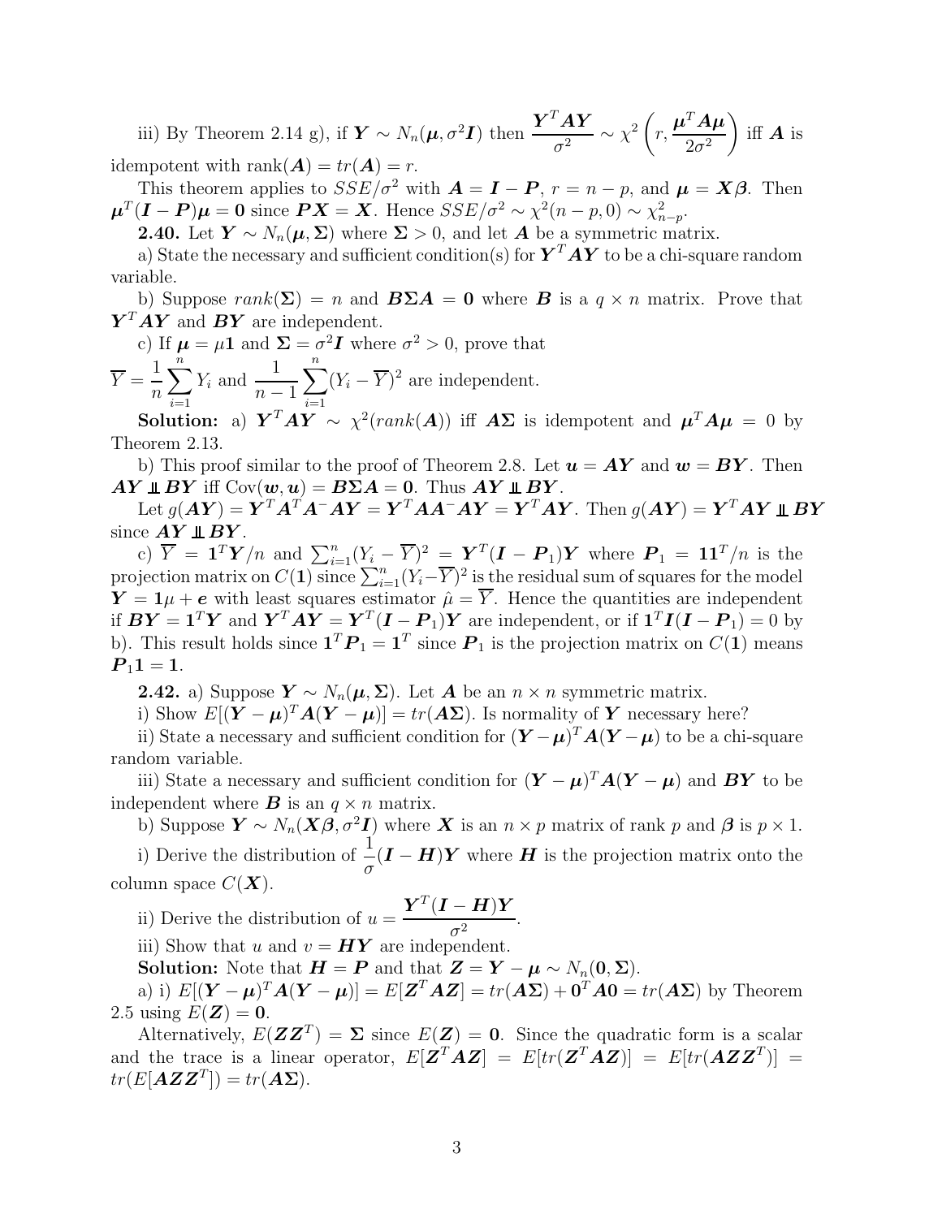iii) By Theorem 2.14 g), if $\boldsymbol{Y} \sim N_n(\boldsymbol{\mu}, \sigma^2 \boldsymbol{I})$ then $\dfrac{\boldsymbol{Y}^T \boldsymbol{A} \boldsymbol{Y}}{\sigma^2} \sim \chi^2 \left( r, \dfrac{\boldsymbol{\mu}^T \boldsymbol{A} \boldsymbol{\mu}}{2\sigma^2} \right)$ iff $\boldsymbol{A}$ is idempotent with rank$(\boldsymbol{A}) = tr(\boldsymbol{A}) = r$.

This theorem applies to $SSE/\sigma^2$ with $\boldsymbol{A} = \boldsymbol{I} - \boldsymbol{P}$, $r = n - p$, and $\boldsymbol{\mu} = \boldsymbol{X}\boldsymbol{\beta}$. Then $\boldsymbol{\mu}^T(\boldsymbol{I} - \boldsymbol{P})\boldsymbol{\mu} = \boldsymbol{0}$ since $\boldsymbol{P}\boldsymbol{X} = \boldsymbol{X}$. Hence $SSE/\sigma^2 \sim \chi^2(n-p, 0) \sim \chi^2_{n-p}$.

**2.40.** Let $\boldsymbol{Y} \sim N_n(\boldsymbol{\mu}, \boldsymbol{\Sigma})$ where $\boldsymbol{\Sigma} > 0$, and let $\boldsymbol{A}$ be a symmetric matrix.

a) State the necessary and sufficient condition(s) for $\boldsymbol{Y}^T \boldsymbol{A} \boldsymbol{Y}$ to be a chi-square random variable.

b) Suppose $rank(\boldsymbol{\Sigma}) = n$ and $\boldsymbol{B}\boldsymbol{\Sigma}\boldsymbol{A} = \boldsymbol{0}$ where $\boldsymbol{B}$ is a $q \times n$ matrix. Prove that $\boldsymbol{Y}^T \boldsymbol{A} \boldsymbol{Y}$ and $\boldsymbol{B}\boldsymbol{Y}$ are independent.

c) If $\boldsymbol{\mu} = \mu \boldsymbol{1}$ and $\boldsymbol{\Sigma} = \sigma^2 \boldsymbol{I}$ where $\sigma^2 > 0$, prove that
$\overline{Y} = \dfrac{1}{n}\displaystyle\sum_{i=1}^n Y_i$ and $\dfrac{1}{n-1}\displaystyle\sum_{i=1}^n (Y_i - \overline{Y})^2$ are independent.

**Solution:** a) $\boldsymbol{Y}^T \boldsymbol{A} \boldsymbol{Y} \sim \chi^2(rank(\boldsymbol{A}))$ iff $\boldsymbol{A}\boldsymbol{\Sigma}$ is idempotent and $\boldsymbol{\mu}^T \boldsymbol{A} \boldsymbol{\mu} = 0$ by Theorem 2.13.

b) This proof similar to the proof of Theorem 2.8. Let $\boldsymbol{u} = \boldsymbol{A}\boldsymbol{Y}$ and $\boldsymbol{w} = \boldsymbol{B}\boldsymbol{Y}$. Then $\boldsymbol{A}\boldsymbol{Y} \perp\!\!\!\perp \boldsymbol{B}\boldsymbol{Y}$ iff Cov$(\boldsymbol{w}, \boldsymbol{u}) = \boldsymbol{B}\boldsymbol{\Sigma}\boldsymbol{A} = \boldsymbol{0}$. Thus $\boldsymbol{A}\boldsymbol{Y} \perp\!\!\!\perp \boldsymbol{B}\boldsymbol{Y}$.

Let $g(\boldsymbol{A}\boldsymbol{Y}) = \boldsymbol{Y}^T \boldsymbol{A}^T \boldsymbol{A}^- \boldsymbol{A} \boldsymbol{Y} = \boldsymbol{Y}^T \boldsymbol{A} \boldsymbol{A}^- \boldsymbol{A} \boldsymbol{Y} = \boldsymbol{Y}^T \boldsymbol{A} \boldsymbol{Y}$. Then $g(\boldsymbol{A}\boldsymbol{Y}) = \boldsymbol{Y}^T \boldsymbol{A} \boldsymbol{Y} \perp\!\!\!\perp \boldsymbol{B}\boldsymbol{Y}$ since $\boldsymbol{A}\boldsymbol{Y} \perp\!\!\!\perp \boldsymbol{B}\boldsymbol{Y}$.

c) $\overline{Y} = \boldsymbol{1}^T \boldsymbol{Y}/n$ and $\sum_{i=1}^n (Y_i - \overline{Y})^2 = \boldsymbol{Y}^T(\boldsymbol{I} - \boldsymbol{P}_1)\boldsymbol{Y}$ where $\boldsymbol{P}_1 = \boldsymbol{1}\boldsymbol{1}^T/n$ is the projection matrix on $C(\boldsymbol{1})$ since $\sum_{i=1}^n (Y_i - \overline{Y})^2$ is the residual sum of squares for the model $\boldsymbol{Y} = \boldsymbol{1}\mu + \boldsymbol{e}$ with least squares estimator $\hat{\mu} = \overline{Y}$. Hence the quantities are independent if $\boldsymbol{B}\boldsymbol{Y} = \boldsymbol{1}^T \boldsymbol{Y}$ and $\boldsymbol{Y}^T \boldsymbol{A} \boldsymbol{Y} = \boldsymbol{Y}^T(\boldsymbol{I} - \boldsymbol{P}_1)\boldsymbol{Y}$ are independent, or if $\boldsymbol{1}^T \boldsymbol{I}(\boldsymbol{I} - \boldsymbol{P}_1) = 0$ by b). This result holds since $\boldsymbol{1}^T \boldsymbol{P}_1 = \boldsymbol{1}^T$ since $\boldsymbol{P}_1$ is the projection matrix on $C(\boldsymbol{1})$ means $\boldsymbol{P}_1 \boldsymbol{1} = \boldsymbol{1}$.

**2.42.** a) Suppose $\boldsymbol{Y} \sim N_n(\boldsymbol{\mu}, \boldsymbol{\Sigma})$. Let $\boldsymbol{A}$ be an $n \times n$ symmetric matrix.

i) Show $E[(\boldsymbol{Y} - \boldsymbol{\mu})^T \boldsymbol{A} (\boldsymbol{Y} - \boldsymbol{\mu})] = tr(\boldsymbol{A}\boldsymbol{\Sigma})$. Is normality of $\boldsymbol{Y}$ necessary here?

ii) State a necessary and sufficient condition for $(\boldsymbol{Y} - \boldsymbol{\mu})^T \boldsymbol{A} (\boldsymbol{Y} - \boldsymbol{\mu})$ to be a chi-square random variable.

iii) State a necessary and sufficient condition for $(\boldsymbol{Y} - \boldsymbol{\mu})^T \boldsymbol{A} (\boldsymbol{Y} - \boldsymbol{\mu})$ and $\boldsymbol{B}\boldsymbol{Y}$ to be independent where $\boldsymbol{B}$ is an $q \times n$ matrix.

b) Suppose $\boldsymbol{Y} \sim N_n(\boldsymbol{X}\boldsymbol{\beta}, \sigma^2 \boldsymbol{I})$ where $\boldsymbol{X}$ is an $n \times p$ matrix of rank $p$ and $\boldsymbol{\beta}$ is $p \times 1$.

i) Derive the distribution of $\dfrac{1}{\sigma}(\boldsymbol{I} - \boldsymbol{H})\boldsymbol{Y}$ where $\boldsymbol{H}$ is the projection matrix onto the column space $C(\boldsymbol{X})$.

ii) Derive the distribution of $u = \dfrac{\boldsymbol{Y}^T(\boldsymbol{I} - \boldsymbol{H})\boldsymbol{Y}}{\sigma^2}$.

iii) Show that $u$ and $v = \boldsymbol{H}\boldsymbol{Y}$ are independent.

**Solution:** Note that $\boldsymbol{H} = \boldsymbol{P}$ and that $\boldsymbol{Z} = \boldsymbol{Y} - \boldsymbol{\mu} \sim N_n(\boldsymbol{0}, \boldsymbol{\Sigma})$.

a) i) $E[(\boldsymbol{Y} - \boldsymbol{\mu})^T \boldsymbol{A} (\boldsymbol{Y} - \boldsymbol{\mu})] = E[\boldsymbol{Z}^T \boldsymbol{A} \boldsymbol{Z}] = tr(\boldsymbol{A}\boldsymbol{\Sigma}) + \boldsymbol{0}^T \boldsymbol{A} \boldsymbol{0} = tr(\boldsymbol{A}\boldsymbol{\Sigma})$ by Theorem 2.5 using $E(\boldsymbol{Z}) = \boldsymbol{0}$.

Alternatively, $E(\boldsymbol{Z}\boldsymbol{Z}^T) = \boldsymbol{\Sigma}$ since $E(\boldsymbol{Z}) = \boldsymbol{0}$. Since the quadratic form is a scalar and the trace is a linear operator, $E[\boldsymbol{Z}^T \boldsymbol{A} \boldsymbol{Z}] = E[tr(\boldsymbol{Z}^T \boldsymbol{A} \boldsymbol{Z})] = E[tr(\boldsymbol{A}\boldsymbol{Z}\boldsymbol{Z}^T)] = tr(E[\boldsymbol{A}\boldsymbol{Z}\boldsymbol{Z}^T]) = tr(\boldsymbol{A}\boldsymbol{\Sigma})$.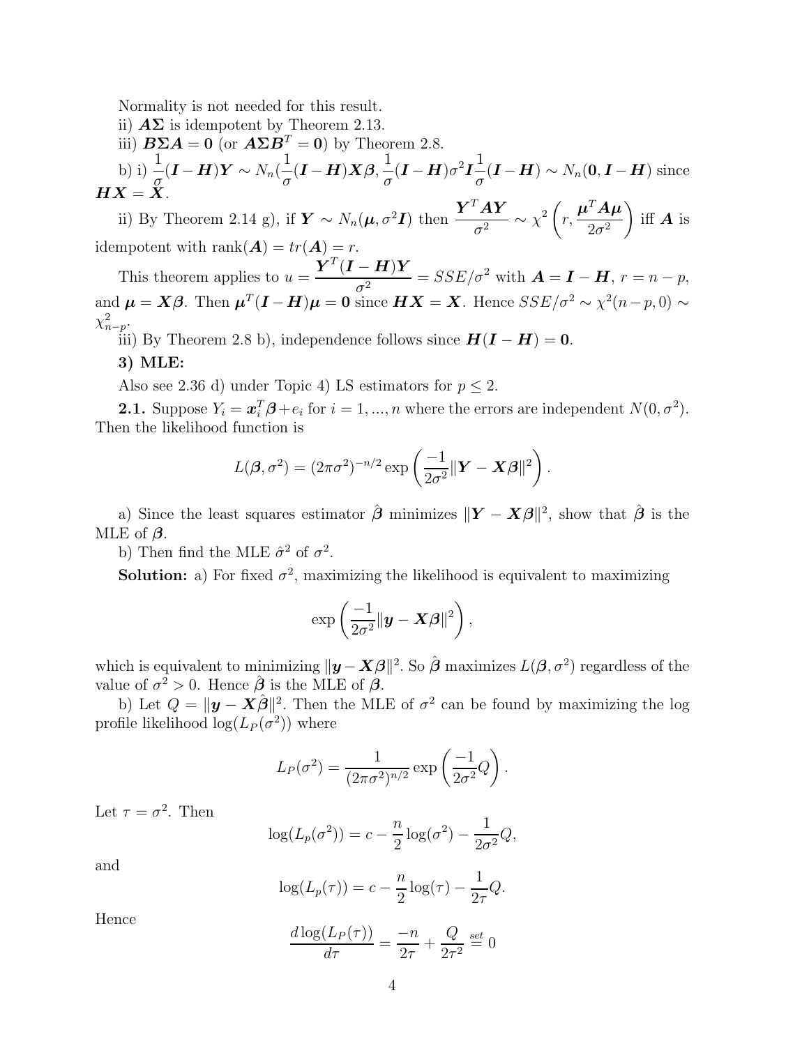Normality is not needed for this result.

ii) $\boldsymbol{A\Sigma}$ is idempotent by Theorem 2.13.

iii) $\boldsymbol{B\Sigma A} = \boldsymbol{0}$ (or $\boldsymbol{A\Sigma B}^T = \boldsymbol{0}$) by Theorem 2.8.

b) i) $\frac{1}{\sigma}(\boldsymbol{I}-\boldsymbol{H})\boldsymbol{Y} \sim N_n(\frac{1}{\sigma}(\boldsymbol{I}-\boldsymbol{H})\boldsymbol{X}\boldsymbol{\beta}, \frac{1}{\sigma}(\boldsymbol{I}-\boldsymbol{H})\sigma^2\boldsymbol{I}\frac{1}{\sigma}(\boldsymbol{I}-\boldsymbol{H}) \sim N_n(\boldsymbol{0}, \boldsymbol{I}-\boldsymbol{H})$ since $\boldsymbol{HX} = \boldsymbol{X}$.

ii) By Theorem 2.14 g), if $\boldsymbol{Y} \sim N_n(\boldsymbol{\mu}, \sigma^2\boldsymbol{I})$ then $\dfrac{\boldsymbol{Y}^T\boldsymbol{A}\boldsymbol{Y}}{\sigma^2} \sim \chi^2\left(r, \dfrac{\boldsymbol{\mu}^T\boldsymbol{A}\boldsymbol{\mu}}{2\sigma^2}\right)$ iff $\boldsymbol{A}$ is idempotent with rank$(\boldsymbol{A}) = tr(\boldsymbol{A}) = r$.

This theorem applies to $u = \dfrac{\boldsymbol{Y}^T(\boldsymbol{I}-\boldsymbol{H})\boldsymbol{Y}}{\sigma^2} = SSE/\sigma^2$ with $\boldsymbol{A} = \boldsymbol{I}-\boldsymbol{H}$, $r = n-p$, and $\boldsymbol{\mu} = \boldsymbol{X}\boldsymbol{\beta}$. Then $\boldsymbol{\mu}^T(\boldsymbol{I}-\boldsymbol{H})\boldsymbol{\mu} = \boldsymbol{0}$ since $\boldsymbol{HX} = \boldsymbol{X}$. Hence $SSE/\sigma^2 \sim \chi^2(n-p, 0) \sim \chi^2_{n-p}$.

iii) By Theorem 2.8 b), independence follows since $\boldsymbol{H}(\boldsymbol{I}-\boldsymbol{H}) = \boldsymbol{0}$.

**3) MLE:**

Also see 2.36 d) under Topic 4) LS estimators for $p \leq 2$.

**2.1.** Suppose $Y_i = \boldsymbol{x}_i^T\boldsymbol{\beta} + e_i$ for $i = 1, ..., n$ where the errors are independent $N(0, \sigma^2)$. Then the likelihood function is

$$L(\boldsymbol{\beta}, \sigma^2) = (2\pi\sigma^2)^{-n/2} \exp\left(\frac{-1}{2\sigma^2}\|\boldsymbol{Y} - \boldsymbol{X}\boldsymbol{\beta}\|^2\right).$$

a) Since the least squares estimator $\hat{\boldsymbol{\beta}}$ minimizes $\|\boldsymbol{Y} - \boldsymbol{X}\boldsymbol{\beta}\|^2$, show that $\hat{\boldsymbol{\beta}}$ is the MLE of $\boldsymbol{\beta}$.

b) Then find the MLE $\hat{\sigma}^2$ of $\sigma^2$.

**Solution:** a) For fixed $\sigma^2$, maximizing the likelihood is equivalent to maximizing

$$\exp\left(\frac{-1}{2\sigma^2}\|\boldsymbol{y} - \boldsymbol{X}\boldsymbol{\beta}\|^2\right),$$

which is equivalent to minimizing $\|\boldsymbol{y} - \boldsymbol{X}\boldsymbol{\beta}\|^2$. So $\hat{\boldsymbol{\beta}}$ maximizes $L(\boldsymbol{\beta}, \sigma^2)$ regardless of the value of $\sigma^2 > 0$. Hence $\hat{\boldsymbol{\beta}}$ is the MLE of $\boldsymbol{\beta}$.

b) Let $Q = \|\boldsymbol{y} - \boldsymbol{X}\hat{\boldsymbol{\beta}}\|^2$. Then the MLE of $\sigma^2$ can be found by maximizing the log profile likelihood $\log(L_P(\sigma^2))$ where

$$L_P(\sigma^2) = \frac{1}{(2\pi\sigma^2)^{n/2}} \exp\left(\frac{-1}{2\sigma^2}Q\right).$$

Let $\tau = \sigma^2$. Then

$$\log(L_p(\sigma^2)) = c - \frac{n}{2}\log(\sigma^2) - \frac{1}{2\sigma^2}Q,$$

and

$$\log(L_p(\tau)) = c - \frac{n}{2}\log(\tau) - \frac{1}{2\tau}Q.$$

Hence

$$\frac{d\log(L_P(\tau))}{d\tau} = \frac{-n}{2\tau} + \frac{Q}{2\tau^2} \stackrel{set}{=} 0$$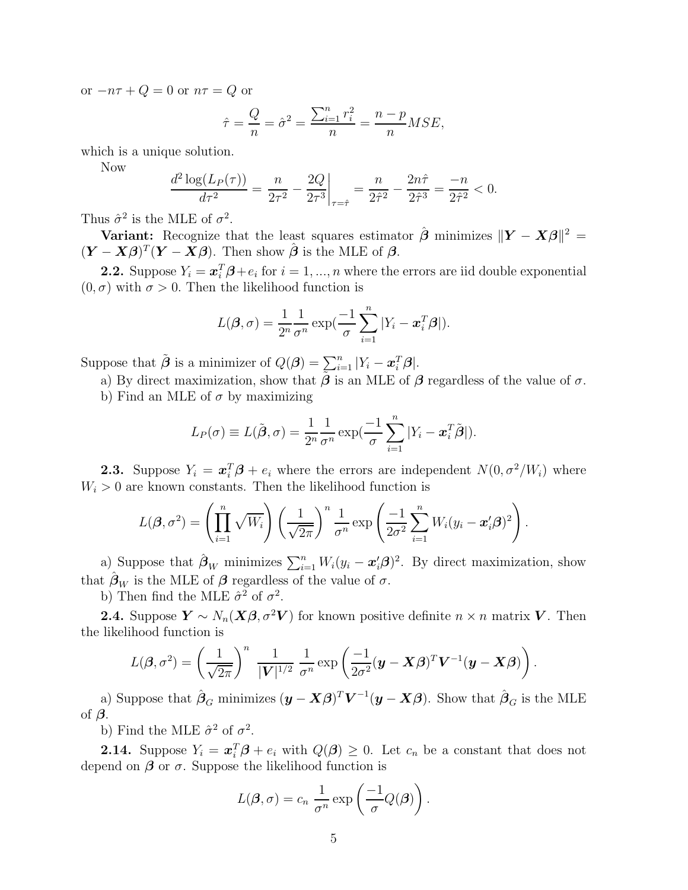or $-n\tau + Q = 0$ or $n\tau = Q$ or

$$\hat{\tau} = \frac{Q}{n} = \hat{\sigma}^2 = \frac{\sum_{i=1}^n r_i^2}{n} = \frac{n-p}{n} MSE,$$

which is a unique solution.

Now

$$\frac{d^2 \log(L_P(\tau))}{d\tau^2} = \frac{n}{2\tau^2} - \frac{2Q}{2\tau^3}\bigg|_{\tau=\hat{\tau}} = \frac{n}{2\hat{\tau}^2} - \frac{2n\hat{\tau}}{2\hat{\tau}^3} = \frac{-n}{2\hat{\tau}^2} < 0.$$

Thus $\hat{\sigma}^2$ is the MLE of $\sigma^2$.

**Variant:** Recognize that the least squares estimator $\hat{\boldsymbol{\beta}}$ minimizes $\|\boldsymbol{Y} - \boldsymbol{X\beta}\|^2 = (\boldsymbol{Y} - \boldsymbol{X\beta})^T(\boldsymbol{Y} - \boldsymbol{X\beta})$. Then show $\hat{\boldsymbol{\beta}}$ is the MLE of $\boldsymbol{\beta}$.

**2.2.** Suppose $Y_i = \boldsymbol{x}_i^T\boldsymbol{\beta} + e_i$ for $i = 1, ..., n$ where the errors are iid double exponential $(0, \sigma)$ with $\sigma > 0$. Then the likelihood function is

$$L(\boldsymbol{\beta}, \sigma) = \frac{1}{2^n}\frac{1}{\sigma^n}\exp(\frac{-1}{\sigma}\sum_{i=1}^n |Y_i - \boldsymbol{x}_i^T\boldsymbol{\beta}|).$$

Suppose that $\tilde{\boldsymbol{\beta}}$ is a minimizer of $Q(\boldsymbol{\beta}) = \sum_{i=1}^n |Y_i - \boldsymbol{x}_i^T\boldsymbol{\beta}|$.

a) By direct maximization, show that $\tilde{\boldsymbol{\beta}}$ is an MLE of $\boldsymbol{\beta}$ regardless of the value of $\sigma$.

b) Find an MLE of $\sigma$ by maximizing

$$L_P(\sigma) \equiv L(\tilde{\boldsymbol{\beta}}, \sigma) = \frac{1}{2^n}\frac{1}{\sigma^n}\exp(\frac{-1}{\sigma}\sum_{i=1}^n |Y_i - \boldsymbol{x}_i^T\tilde{\boldsymbol{\beta}}|).$$

**2.3.** Suppose $Y_i = \boldsymbol{x}_i^T\boldsymbol{\beta} + e_i$ where the errors are independent $N(0, \sigma^2/W_i)$ where $W_i > 0$ are known constants. Then the likelihood function is

$$L(\boldsymbol{\beta}, \sigma^2) = \left(\prod_{i=1}^n \sqrt{W_i}\right)\left(\frac{1}{\sqrt{2\pi}}\right)^n \frac{1}{\sigma^n}\exp\left(\frac{-1}{2\sigma^2}\sum_{i=1}^n W_i(y_i - \boldsymbol{x}_i'\boldsymbol{\beta})^2\right).$$

a) Suppose that $\hat{\boldsymbol{\beta}}_W$ minimizes $\sum_{i=1}^n W_i(y_i - \boldsymbol{x}_i'\boldsymbol{\beta})^2$. By direct maximization, show that $\hat{\boldsymbol{\beta}}_W$ is the MLE of $\boldsymbol{\beta}$ regardless of the value of $\sigma$.

b) Then find the MLE $\hat{\sigma}^2$ of $\sigma^2$.

**2.4.** Suppose $\boldsymbol{Y} \sim N_n(\boldsymbol{X\beta}, \sigma^2\boldsymbol{V})$ for known positive definite $n \times n$ matrix $\boldsymbol{V}$. Then the likelihood function is

$$L(\boldsymbol{\beta}, \sigma^2) = \left(\frac{1}{\sqrt{2\pi}}\right)^n \frac{1}{|\boldsymbol{V}|^{1/2}}\frac{1}{\sigma^n}\exp\left(\frac{-1}{2\sigma^2}(\boldsymbol{y} - \boldsymbol{X\beta})^T\boldsymbol{V}^{-1}(\boldsymbol{y} - \boldsymbol{X\beta})\right).$$

a) Suppose that $\hat{\boldsymbol{\beta}}_G$ minimizes $(\boldsymbol{y} - \boldsymbol{X\beta})^T\boldsymbol{V}^{-1}(\boldsymbol{y} - \boldsymbol{X\beta})$. Show that $\hat{\boldsymbol{\beta}}_G$ is the MLE of $\boldsymbol{\beta}$.

b) Find the MLE $\hat{\sigma}^2$ of $\sigma^2$.

**2.14.** Suppose $Y_i = \boldsymbol{x}_i^T\boldsymbol{\beta} + e_i$ with $Q(\boldsymbol{\beta}) \geq 0$. Let $c_n$ be a constant that does not depend on $\boldsymbol{\beta}$ or $\sigma$. Suppose the likelihood function is

$$L(\boldsymbol{\beta}, \sigma) = c_n \frac{1}{\sigma^n}\exp\left(\frac{-1}{\sigma}Q(\boldsymbol{\beta})\right).$$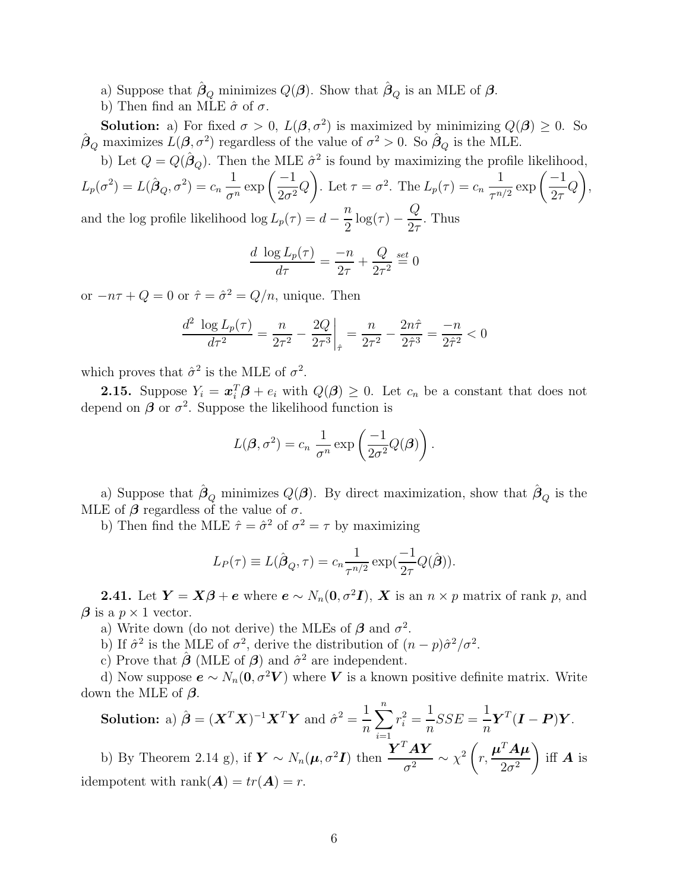a) Suppose that $\hat{\boldsymbol{\beta}}_Q$ minimizes $Q(\boldsymbol{\beta})$. Show that $\hat{\boldsymbol{\beta}}_Q$ is an MLE of $\boldsymbol{\beta}$.

b) Then find an MLE $\hat{\sigma}$ of $\sigma$.

**Solution:** a) For fixed $\sigma > 0$, $L(\boldsymbol{\beta}, \sigma^2)$ is maximized by minimizing $Q(\boldsymbol{\beta}) \geq 0$. So $\hat{\boldsymbol{\beta}}_Q$ maximizes $L(\boldsymbol{\beta}, \sigma^2)$ regardless of the value of $\sigma^2 > 0$. So $\hat{\boldsymbol{\beta}}_Q$ is the MLE.

b) Let $Q = Q(\hat{\boldsymbol{\beta}}_Q)$. Then the MLE $\hat{\sigma}^2$ is found by maximizing the profile likelihood, $L_p(\sigma^2) = L(\hat{\boldsymbol{\beta}}_Q, \sigma^2) = c_n \, \dfrac{1}{\sigma^n} \exp\left(\dfrac{-1}{2\sigma^2} Q\right)$. Let $\tau = \sigma^2$. The $L_p(\tau) = c_n \, \dfrac{1}{\tau^{n/2}} \exp\left(\dfrac{-1}{2\tau} Q\right)$, and the log profile likelihood $\log L_p(\tau) = d - \dfrac{n}{2} \log(\tau) - \dfrac{Q}{2\tau}$. Thus

$$\frac{d \, \log L_p(\tau)}{d\tau} = \frac{-n}{2\tau} + \frac{Q}{2\tau^2} \overset{set}{=} 0$$

or $-n\tau + Q = 0$ or $\hat{\tau} = \hat{\sigma}^2 = Q/n$, unique. Then

$$\frac{d^2 \, \log L_p(\tau)}{d\tau^2} = \frac{n}{2\tau^2} - \left.\frac{2Q}{2\tau^3}\right|_{\hat{\tau}} = \frac{n}{2\tau^2} - \frac{2n\hat{\tau}}{2\hat{\tau}^3} = \frac{-n}{2\hat{\tau}^2} < 0$$

which proves that $\hat{\sigma}^2$ is the MLE of $\sigma^2$.

**2.15.** Suppose $Y_i = \boldsymbol{x}_i^T \boldsymbol{\beta} + e_i$ with $Q(\boldsymbol{\beta}) \geq 0$. Let $c_n$ be a constant that does not depend on $\boldsymbol{\beta}$ or $\sigma^2$. Suppose the likelihood function is

$$L(\boldsymbol{\beta}, \sigma^2) = c_n \, \frac{1}{\sigma^n} \exp\left(\frac{-1}{2\sigma^2} Q(\boldsymbol{\beta})\right).$$

a) Suppose that $\hat{\boldsymbol{\beta}}_Q$ minimizes $Q(\boldsymbol{\beta})$. By direct maximization, show that $\hat{\boldsymbol{\beta}}_Q$ is the MLE of $\boldsymbol{\beta}$ regardless of the value of $\sigma$.

b) Then find the MLE $\hat{\tau} = \hat{\sigma}^2$ of $\sigma^2 = \tau$ by maximizing

$$L_P(\tau) \equiv L(\hat{\boldsymbol{\beta}}_Q, \tau) = c_n \frac{1}{\tau^{n/2}} \exp(\frac{-1}{2\tau} Q(\hat{\boldsymbol{\beta}})).$$

**2.41.** Let $\boldsymbol{Y} = \boldsymbol{X}\boldsymbol{\beta} + \boldsymbol{e}$ where $\boldsymbol{e} \sim N_n(\boldsymbol{0}, \sigma^2 \boldsymbol{I})$, $\boldsymbol{X}$ is an $n \times p$ matrix of rank $p$, and $\boldsymbol{\beta}$ is a $p \times 1$ vector.

a) Write down (do not derive) the MLEs of $\boldsymbol{\beta}$ and $\sigma^2$.

b) If $\hat{\sigma}^2$ is the MLE of $\sigma^2$, derive the distribution of $(n-p)\hat{\sigma}^2/\sigma^2$.

c) Prove that $\hat{\boldsymbol{\beta}}$ (MLE of $\boldsymbol{\beta}$) and $\hat{\sigma}^2$ are independent.

d) Now suppose $\boldsymbol{e} \sim N_n(\boldsymbol{0}, \sigma^2 \boldsymbol{V})$ where $\boldsymbol{V}$ is a known positive definite matrix. Write down the MLE of $\boldsymbol{\beta}$.

**Solution:** a) $\hat{\boldsymbol{\beta}} = (\boldsymbol{X}^T\boldsymbol{X})^{-1}\boldsymbol{X}^T\boldsymbol{Y}$ and $\hat{\sigma}^2 = \dfrac{1}{n}\displaystyle\sum_{i=1}^n r_i^2 = \dfrac{1}{n} SSE = \dfrac{1}{n}\boldsymbol{Y}^T(\boldsymbol{I} - \boldsymbol{P})\boldsymbol{Y}$.

b) By Theorem 2.14 g), if $\boldsymbol{Y} \sim N_n(\boldsymbol{\mu}, \sigma^2 \boldsymbol{I})$ then $\dfrac{\boldsymbol{Y}^T\boldsymbol{A}\boldsymbol{Y}}{\sigma^2} \sim \chi^2\left(r, \dfrac{\boldsymbol{\mu}^T\boldsymbol{A}\boldsymbol{\mu}}{2\sigma^2}\right)$ iff $\boldsymbol{A}$ is idempotent with $\text{rank}(\boldsymbol{A}) = tr(\boldsymbol{A}) = r$.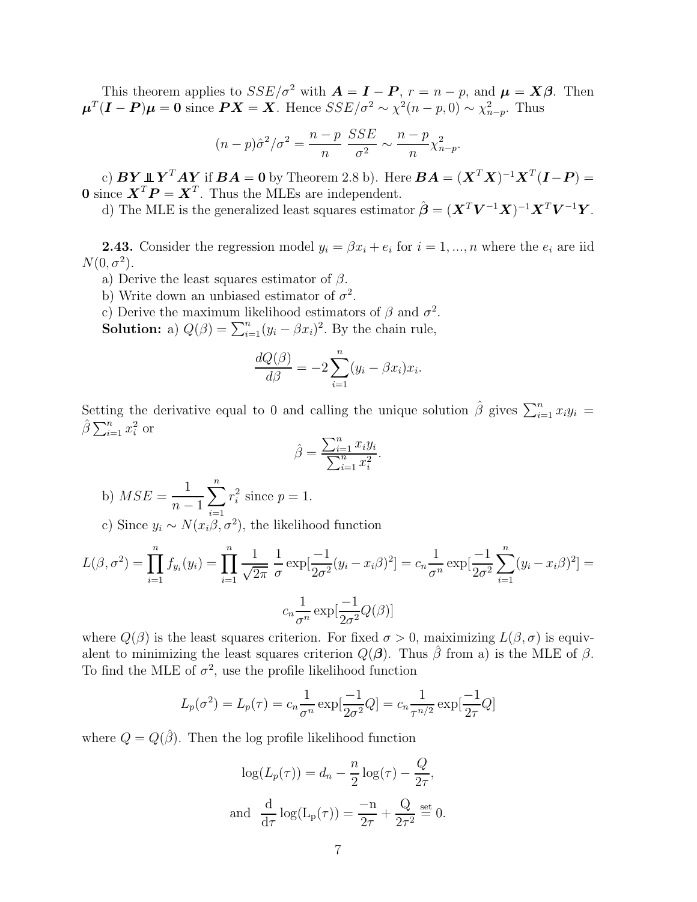This theorem applies to $SSE/\sigma^2$ with $\boldsymbol{A} = \boldsymbol{I} - \boldsymbol{P}$, $r = n - p$, and $\boldsymbol{\mu} = \boldsymbol{X\beta}$. Then $\boldsymbol{\mu}^T(\boldsymbol{I} - \boldsymbol{P})\boldsymbol{\mu} = \boldsymbol{0}$ since $\boldsymbol{PX} = \boldsymbol{X}$. Hence $SSE/\sigma^2 \sim \chi^2(n-p, 0) \sim \chi^2_{n-p}$. Thus

$$(n-p)\hat{\sigma}^2/\sigma^2 = \frac{n-p}{n} \frac{SSE}{\sigma^2} \sim \frac{n-p}{n}\chi^2_{n-p}.$$

c) $\boldsymbol{BY} \perp\!\!\!\perp \boldsymbol{Y}^T\boldsymbol{AY}$ if $\boldsymbol{BA} = \boldsymbol{0}$ by Theorem 2.8 b). Here $\boldsymbol{BA} = (\boldsymbol{X}^T\boldsymbol{X})^{-1}\boldsymbol{X}^T(\boldsymbol{I} - \boldsymbol{P}) = \boldsymbol{0}$ since $\boldsymbol{X}^T\boldsymbol{P} = \boldsymbol{X}^T$. Thus the MLEs are independent.

d) The MLE is the generalized least squares estimator $\hat{\boldsymbol{\beta}} = (\boldsymbol{X}^T\boldsymbol{V}^{-1}\boldsymbol{X})^{-1}\boldsymbol{X}^T\boldsymbol{V}^{-1}\boldsymbol{Y}$.

**2.43.** Consider the regression model $y_i = \beta x_i + e_i$ for $i = 1, ..., n$ where the $e_i$ are iid $N(0, \sigma^2)$.

a) Derive the least squares estimator of $\beta$.

b) Write down an unbiased estimator of $\sigma^2$.

c) Derive the maximum likelihood estimators of $\beta$ and $\sigma^2$.

**Solution:** a) $Q(\beta) = \sum_{i=1}^n (y_i - \beta x_i)^2$. By the chain rule,

$$\frac{dQ(\beta)}{d\beta} = -2\sum_{i=1}^n (y_i - \beta x_i)x_i.$$

Setting the derivative equal to 0 and calling the unique solution $\hat{\beta}$ gives $\sum_{i=1}^n x_i y_i = \hat{\beta}\sum_{i=1}^n x_i^2$ or

$$\hat{\beta} = \frac{\sum_{i=1}^n x_i y_i}{\sum_{i=1}^n x_i^2}.$$

b) $MSE = \dfrac{1}{n-1}\displaystyle\sum_{i=1}^n r_i^2$ since $p = 1$.

c) Since $y_i \sim N(x_i\beta, \sigma^2)$, the likelihood function

$$L(\beta, \sigma^2) = \prod_{i=1}^n f_{y_i}(y_i) = \prod_{i=1}^n \frac{1}{\sqrt{2\pi}} \frac{1}{\sigma}\exp[\frac{-1}{2\sigma^2}(y_i - x_i\beta)^2] = c_n \frac{1}{\sigma^n}\exp[\frac{-1}{2\sigma^2}\sum_{i=1}^n (y_i - x_i\beta)^2] =$$

$$c_n \frac{1}{\sigma^n}\exp[\frac{-1}{2\sigma^2}Q(\beta)]$$

where $Q(\beta)$ is the least squares criterion. For fixed $\sigma > 0$, maiximizing $L(\beta, \sigma)$ is equivalent to minimizing the least squares criterion $Q(\boldsymbol{\beta})$. Thus $\hat{\beta}$ from a) is the MLE of $\beta$. To find the MLE of $\sigma^2$, use the profile likelihood function

$$L_p(\sigma^2) = L_p(\tau) = c_n \frac{1}{\sigma^n}\exp[\frac{-1}{2\sigma^2}Q] = c_n \frac{1}{\tau^{n/2}}\exp[\frac{-1}{2\tau}Q]$$

where $Q = Q(\hat{\beta})$. Then the log profile likelihood function

$$\log(L_p(\tau)) = d_n - \frac{n}{2}\log(\tau) - \frac{Q}{2\tau},$$

$$\text{and } \frac{d}{d\tau}\log(L_p(\tau)) = \frac{-n}{2\tau} + \frac{Q}{2\tau^2} \overset{\text{set}}{=} 0.$$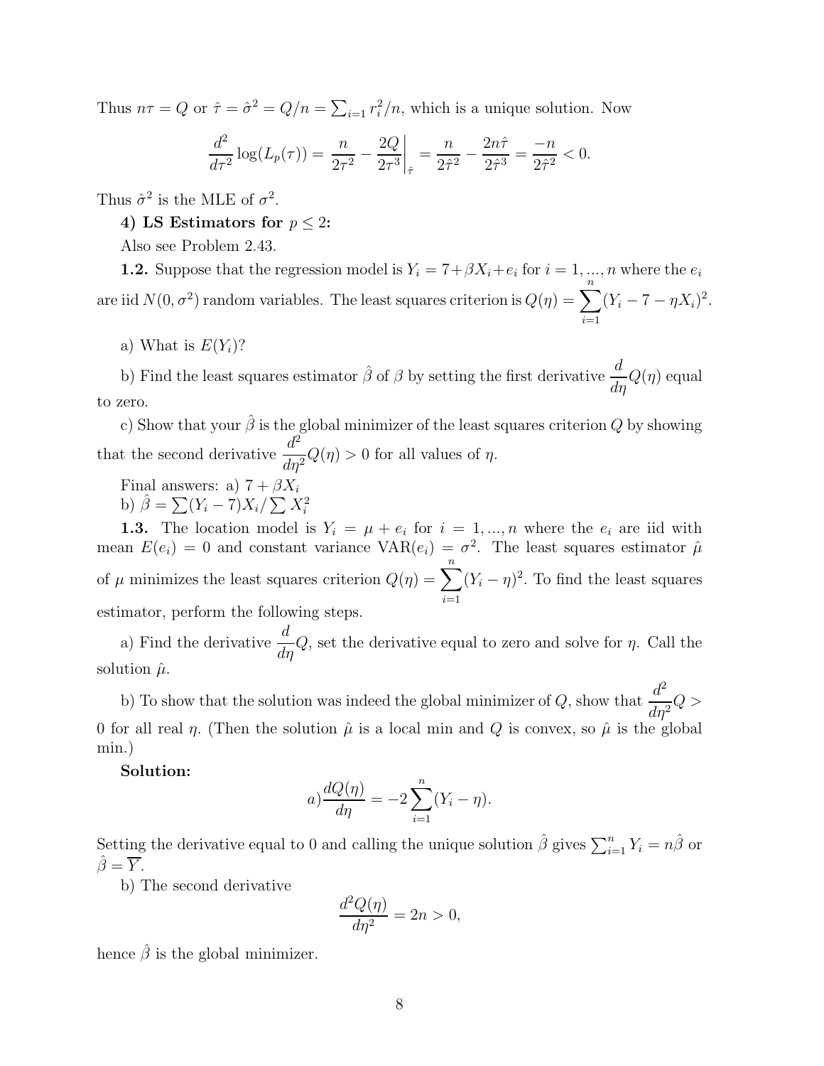Thus $n\tau = Q$ or $\hat{\tau} = \hat{\sigma}^2 = Q/n = \sum_{i=1} r_i^2/n$, which is a unique solution. Now

$$\frac{d^2}{d\tau^2}\log(L_p(\tau)) = \frac{n}{2\tau^2} - \frac{2Q}{2\tau^3}\bigg|_{\hat{\tau}} = \frac{n}{2\hat{\tau}^2} - \frac{2n\hat{\tau}}{2\hat{\tau}^3} = \frac{-n}{2\hat{\tau}^2} < 0.$$

Thus $\hat{\sigma}^2$ is the MLE of $\sigma^2$.

**4) LS Estimators for $p \leq 2$:**

Also see Problem 2.43.

**1.2.** Suppose that the regression model is $Y_i = 7 + \beta X_i + e_i$ for $i = 1, ..., n$ where the $e_i$ are iid $N(0, \sigma^2)$ random variables. The least squares criterion is $Q(\eta) = \sum_{i=1}^n (Y_i - 7 - \eta X_i)^2$.

a) What is $E(Y_i)$?

b) Find the least squares estimator $\hat{\beta}$ of $\beta$ by setting the first derivative $\frac{d}{d\eta}Q(\eta)$ equal to zero.

c) Show that your $\hat{\beta}$ is the global minimizer of the least squares criterion $Q$ by showing that the second derivative $\frac{d^2}{d\eta^2}Q(\eta) > 0$ for all values of $\eta$.

Final answers: a) $7 + \beta X_i$
b) $\hat{\beta} = \sum (Y_i - 7)X_i / \sum X_i^2$

**1.3.** The location model is $Y_i = \mu + e_i$ for $i = 1, ..., n$ where the $e_i$ are iid with mean $E(e_i) = 0$ and constant variance $\text{VAR}(e_i) = \sigma^2$. The least squares estimator $\hat{\mu}$ of $\mu$ minimizes the least squares criterion $Q(\eta) = \sum_{i=1}^n (Y_i - \eta)^2$. To find the least squares estimator, perform the following steps.

a) Find the derivative $\frac{d}{d\eta}Q$, set the derivative equal to zero and solve for $\eta$. Call the solution $\hat{\mu}$.

b) To show that the solution was indeed the global minimizer of $Q$, show that $\frac{d^2}{d\eta^2}Q > 0$ for all real $\eta$. (Then the solution $\hat{\mu}$ is a local min and $Q$ is convex, so $\hat{\mu}$ is the global min.)

**Solution:**

$$a) \frac{dQ(\eta)}{d\eta} = -2\sum_{i=1}^n (Y_i - \eta).$$

Setting the derivative equal to 0 and calling the unique solution $\hat{\beta}$ gives $\sum_{i=1}^n Y_i = n\hat{\beta}$ or $\hat{\beta} = \overline{Y}$.

b) The second derivative

$$\frac{d^2 Q(\eta)}{d\eta^2} = 2n > 0,$$

hence $\hat{\beta}$ is the global minimizer.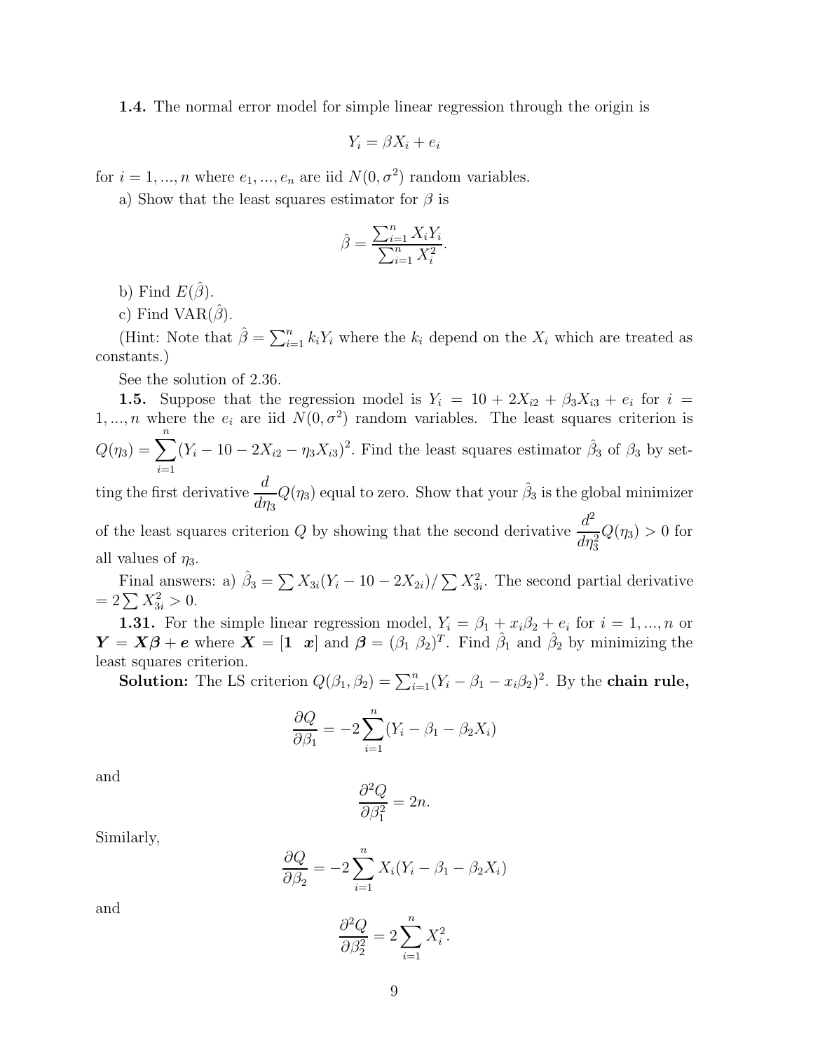**1.4.** The normal error model for simple linear regression through the origin is

$$Y_i = \beta X_i + e_i$$

for $i = 1, ..., n$ where $e_1, ..., e_n$ are iid $N(0, \sigma^2)$ random variables.

a) Show that the least squares estimator for $\beta$ is

$$\hat{\beta} = \frac{\sum_{i=1}^n X_i Y_i}{\sum_{i=1}^n X_i^2}.$$

b) Find $E(\hat{\beta})$.

c) Find $\text{VAR}(\hat{\beta})$.

(Hint: Note that $\hat{\beta} = \sum_{i=1}^n k_i Y_i$ where the $k_i$ depend on the $X_i$ which are treated as constants.)

See the solution of 2.36.

**1.5.** Suppose that the regression model is $Y_i = 10 + 2X_{i2} + \beta_3 X_{i3} + e_i$ for $i = 1, ..., n$ where the $e_i$ are iid $N(0, \sigma^2)$ random variables. The least squares criterion is $Q(\eta_3) = \displaystyle\sum_{i=1}^n (Y_i - 10 - 2X_{i2} - \eta_3 X_{i3})^2$. Find the least squares estimator $\hat{\beta}_3$ of $\beta_3$ by setting the first derivative $\dfrac{d}{d\eta_3} Q(\eta_3)$ equal to zero. Show that your $\hat{\beta}_3$ is the global minimizer of the least squares criterion $Q$ by showing that the second derivative $\dfrac{d^2}{d\eta_3^2} Q(\eta_3) > 0$ for all values of $\eta_3$.

Final answers: a) $\hat{\beta}_3 = \sum X_{3i}(Y_i - 10 - 2X_{2i}) / \sum X_{3i}^2$. The second partial derivative $= 2 \sum X_{3i}^2 > 0$.

**1.31.** For the simple linear regression model, $Y_i = \beta_1 + x_i \beta_2 + e_i$ for $i = 1, ..., n$ or $\boldsymbol{Y} = \boldsymbol{X}\boldsymbol{\beta} + \boldsymbol{e}$ where $\boldsymbol{X} = [\boldsymbol{1} \;\; \boldsymbol{x}]$ and $\boldsymbol{\beta} = (\beta_1 \;\; \beta_2)^T$. Find $\hat{\beta}_1$ and $\hat{\beta}_2$ by minimizing the least squares criterion.

**Solution:** The LS criterion $Q(\beta_1, \beta_2) = \sum_{i=1}^n (Y_i - \beta_1 - x_i \beta_2)^2$. By the **chain rule,**

$$\frac{\partial Q}{\partial \beta_1} = -2 \sum_{i=1}^n (Y_i - \beta_1 - \beta_2 X_i)$$

and

$$\frac{\partial^2 Q}{\partial \beta_1^2} = 2n.$$

Similarly,

$$\frac{\partial Q}{\partial \beta_2} = -2 \sum_{i=1}^n X_i (Y_i - \beta_1 - \beta_2 X_i)$$

and

$$\frac{\partial^2 Q}{\partial \beta_2^2} = 2 \sum_{i=1}^n X_i^2.$$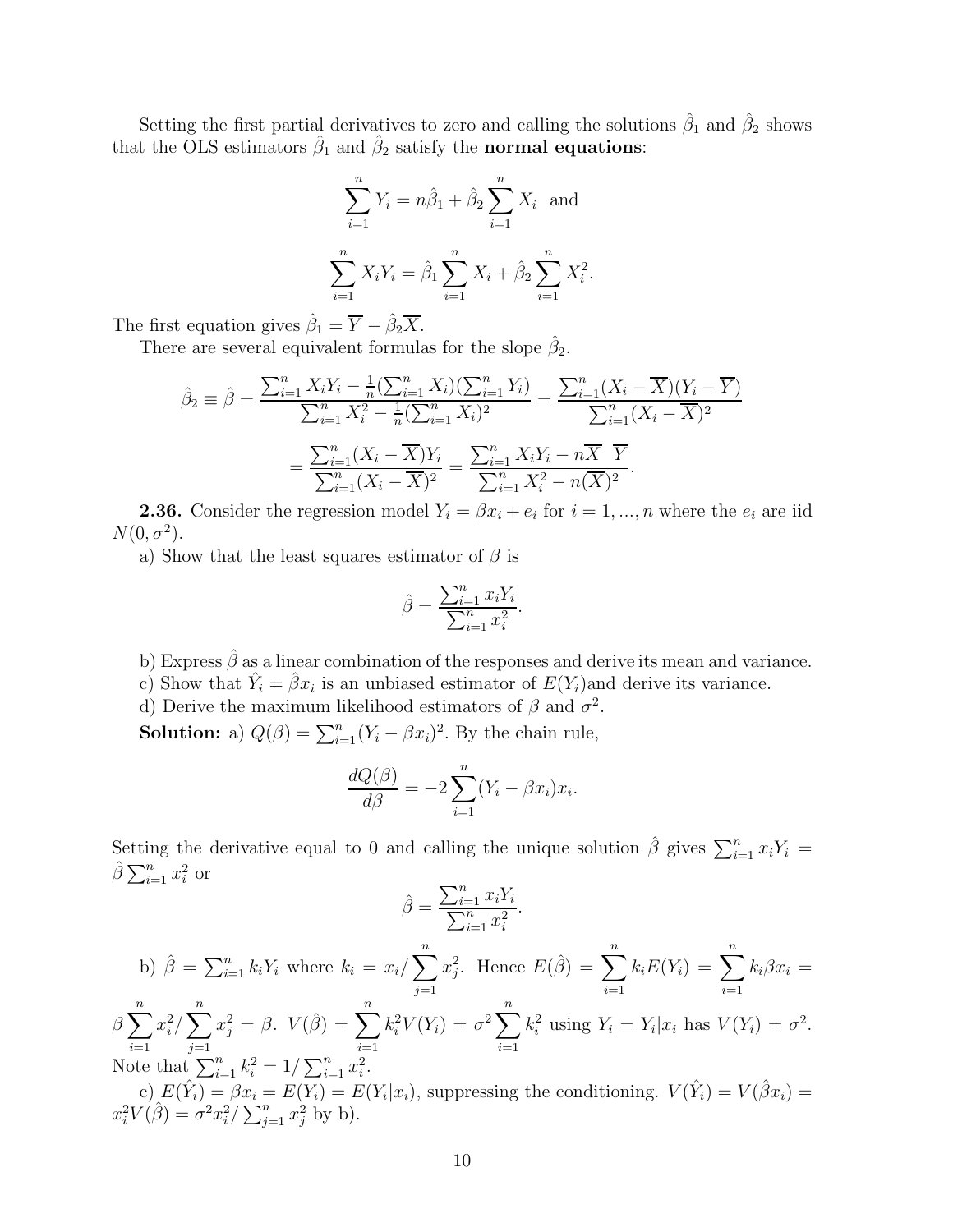Setting the first partial derivatives to zero and calling the solutions $\hat{\beta}_1$ and $\hat{\beta}_2$ shows that the OLS estimators $\hat{\beta}_1$ and $\hat{\beta}_2$ satisfy the **normal equations**:

$$\sum_{i=1}^n Y_i = n\hat{\beta}_1 + \hat{\beta}_2 \sum_{i=1}^n X_i \text{ and}$$

$$\sum_{i=1}^n X_i Y_i = \hat{\beta}_1 \sum_{i=1}^n X_i + \hat{\beta}_2 \sum_{i=1}^n X_i^2.$$

The first equation gives $\hat{\beta}_1 = \overline{Y} - \hat{\beta}_2 \overline{X}$.

There are several equivalent formulas for the slope $\hat{\beta}_2$.

$$\hat{\beta}_2 \equiv \hat{\beta} = \frac{\sum_{i=1}^n X_i Y_i - \frac{1}{n}(\sum_{i=1}^n X_i)(\sum_{i=1}^n Y_i)}{\sum_{i=1}^n X_i^2 - \frac{1}{n}(\sum_{i=1}^n X_i)^2} = \frac{\sum_{i=1}^n (X_i - \overline{X})(Y_i - \overline{Y})}{\sum_{i=1}^n (X_i - \overline{X})^2}$$

$$= \frac{\sum_{i=1}^n (X_i - \overline{X}) Y_i}{\sum_{i=1}^n (X_i - \overline{X})^2} = \frac{\sum_{i=1}^n X_i Y_i - n\overline{X}\ \overline{Y}}{\sum_{i=1}^n X_i^2 - n(\overline{X})^2}.$$

**2.36.** Consider the regression model $Y_i = \beta x_i + e_i$ for $i = 1, ..., n$ where the $e_i$ are iid $N(0, \sigma^2)$.

a) Show that the least squares estimator of $\beta$ is

$$\hat{\beta} = \frac{\sum_{i=1}^n x_i Y_i}{\sum_{i=1}^n x_i^2}.$$

b) Express $\hat{\beta}$ as a linear combination of the responses and derive its mean and variance.

c) Show that $\hat{Y}_i = \hat{\beta} x_i$ is an unbiased estimator of $E(Y_i)$and derive its variance.

d) Derive the maximum likelihood estimators of $\beta$ and $\sigma^2$.

**Solution:** a) $Q(\beta) = \sum_{i=1}^n (Y_i - \beta x_i)^2$. By the chain rule,

$$\frac{dQ(\beta)}{d\beta} = -2 \sum_{i=1}^n (Y_i - \beta x_i) x_i.$$

Setting the derivative equal to 0 and calling the unique solution $\hat{\beta}$ gives $\sum_{i=1}^n x_i Y_i = \hat{\beta} \sum_{i=1}^n x_i^2$ or

$$\hat{\beta} = \frac{\sum_{i=1}^n x_i Y_i}{\sum_{i=1}^n x_i^2}.$$

b) $\hat{\beta} = \sum_{i=1}^n k_i Y_i$ where $k_i = x_i / \sum_{j=1}^n x_j^2$. Hence $E(\hat{\beta}) = \sum_{i=1}^n k_i E(Y_i) = \sum_{i=1}^n k_i \beta x_i = \beta \sum_{i=1}^n x_i^2 / \sum_{j=1}^n x_j^2 = \beta$. $V(\hat{\beta}) = \sum_{i=1}^n k_i^2 V(Y_i) = \sigma^2 \sum_{i=1}^n k_i^2$ using $Y_i = Y_i | x_i$ has $V(Y_i) = \sigma^2$. Note that $\sum_{i=1}^n k_i^2 = 1 / \sum_{i=1}^n x_i^2$.

c) $E(\hat{Y}_i) = \beta x_i = E(Y_i) = E(Y_i | x_i)$, suppressing the conditioning. $V(\hat{Y}_i) = V(\hat{\beta} x_i) = x_i^2 V(\hat{\beta}) = \sigma^2 x_i^2 / \sum_{j=1}^n x_j^2$ by b).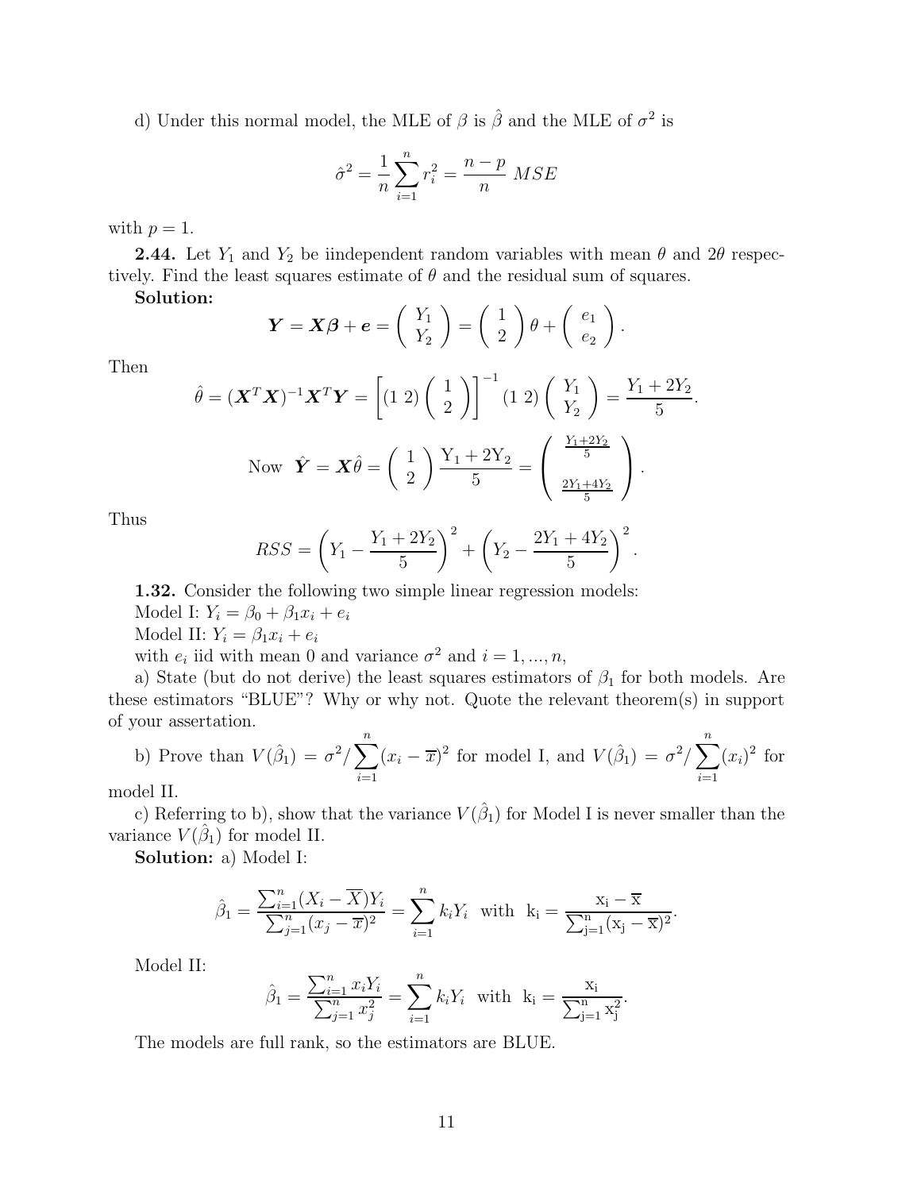d) Under this normal model, the MLE of $\beta$ is $\hat{\beta}$ and the MLE of $\sigma^2$ is

$$\hat{\sigma}^2 = \frac{1}{n}\sum_{i=1}^{n} r_i^2 = \frac{n-p}{n}\ MSE$$

with $p = 1$.

**2.44.** Let $Y_1$ and $Y_2$ be iindependent random variables with mean $\theta$ and $2\theta$ respectively. Find the least squares estimate of $\theta$ and the residual sum of squares.

**Solution:**

$$\boldsymbol{Y} = \boldsymbol{X\beta} + \boldsymbol{e} = \begin{pmatrix} Y_1 \\ Y_2 \end{pmatrix} = \begin{pmatrix} 1 \\ 2 \end{pmatrix} \theta + \begin{pmatrix} e_1 \\ e_2 \end{pmatrix}.$$

Then

$$\hat{\theta} = (\boldsymbol{X}^T\boldsymbol{X})^{-1}\boldsymbol{X}^T\boldsymbol{Y} = \left[(1\ 2)\begin{pmatrix} 1 \\ 2 \end{pmatrix}\right]^{-1} (1\ 2)\begin{pmatrix} Y_1 \\ Y_2 \end{pmatrix} = \frac{Y_1 + 2Y_2}{5}.$$

$$\text{Now}\ \ \hat{\boldsymbol{Y}} = \boldsymbol{X}\hat{\theta} = \begin{pmatrix} 1 \\ 2 \end{pmatrix} \frac{\mathrm{Y_1 + 2Y_2}}{5} = \begin{pmatrix} \frac{Y_1+2Y_2}{5} \\ \\ \frac{2Y_1+4Y_2}{5} \end{pmatrix}.$$

Thus

$$RSS = \left(Y_1 - \frac{Y_1 + 2Y_2}{5}\right)^2 + \left(Y_2 - \frac{2Y_1 + 4Y_2}{5}\right)^2.$$

**1.32.** Consider the following two simple linear regression models:

Model I: $Y_i = \beta_0 + \beta_1 x_i + e_i$

Model II: $Y_i = \beta_1 x_i + e_i$

with $e_i$ iid with mean 0 and variance $\sigma^2$ and $i = 1, ..., n$,

a) State (but do not derive) the least squares estimators of $\beta_1$ for both models. Are these estimators "BLUE"? Why or why not. Quote the relevant theorem(s) in support of your assertation.

b) Prove than $V(\hat{\beta}_1) = \sigma^2 / \sum_{i=1}^{n}(x_i - \overline{x})^2$ for model I, and $V(\hat{\beta}_1) = \sigma^2 / \sum_{i=1}^{n}(x_i)^2$ for model II.

c) Referring to b), show that the variance $V(\hat{\beta}_1)$ for Model I is never smaller than the variance $V(\hat{\beta}_1)$ for model II.

**Solution:** a) Model I:

$$\hat{\beta}_1 = \frac{\sum_{i=1}^{n}(X_i - \overline{X})Y_i}{\sum_{j=1}^{n}(x_j - \overline{x})^2} = \sum_{i=1}^{n} k_i Y_i \ \ \text{with}\ \ \mathrm{k_i} = \frac{\mathrm{x_i} - \overline{\mathrm{x}}}{\sum_{\mathrm{j=1}}^{\mathrm{n}}(\mathrm{x_j} - \overline{\mathrm{x}})^2}.$$

Model II:

$$\hat{\beta}_1 = \frac{\sum_{i=1}^{n} x_i Y_i}{\sum_{j=1}^{n} x_j^2} = \sum_{i=1}^{n} k_i Y_i \ \ \text{with}\ \ \mathrm{k_i} = \frac{\mathrm{x_i}}{\sum_{\mathrm{j=1}}^{\mathrm{n}} \mathrm{x_j^2}}.$$

The models are full rank, so the estimators are BLUE.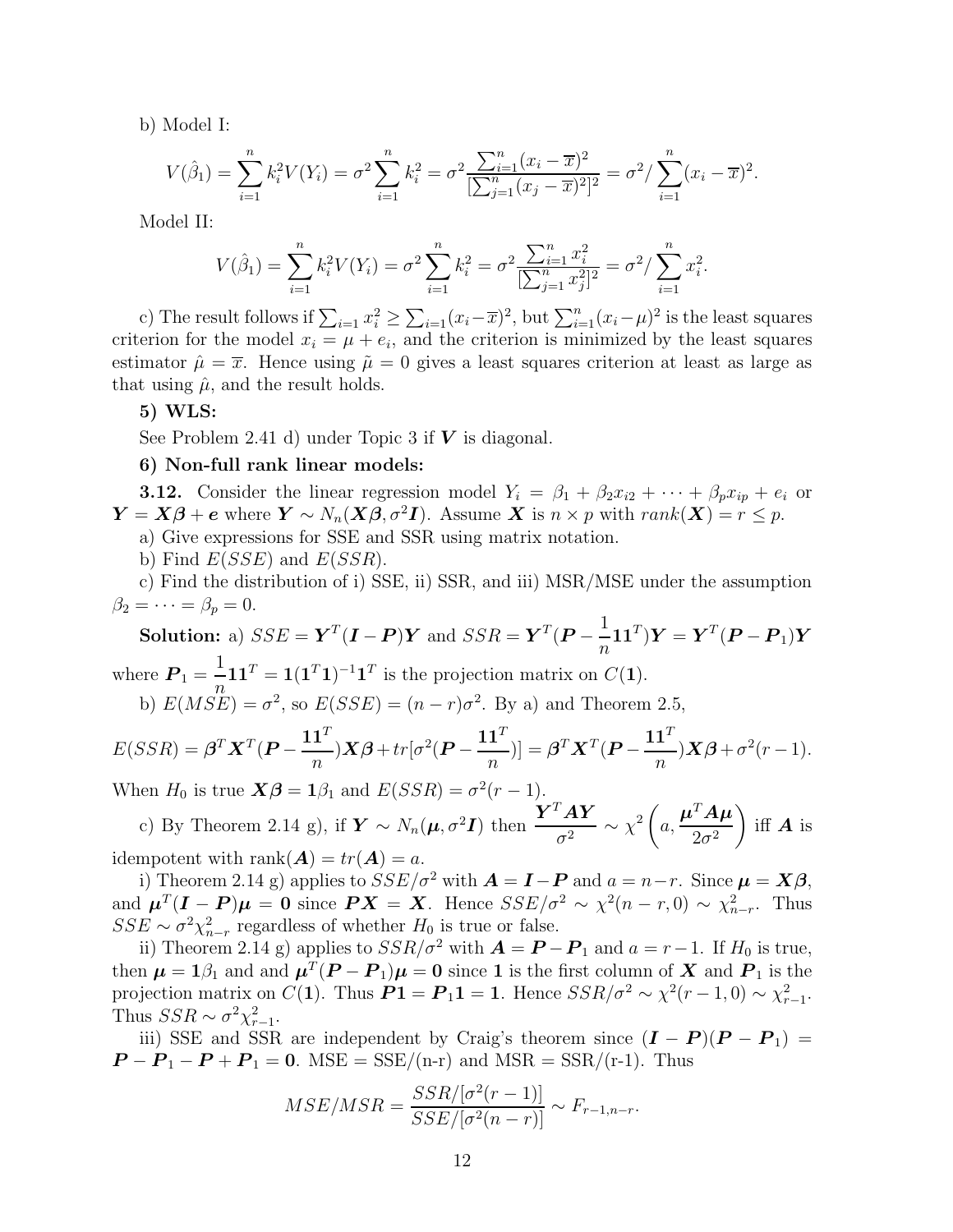b) Model I:

$$V(\hat{\beta}_1) = \sum_{i=1}^n k_i^2 V(Y_i) = \sigma^2 \sum_{i=1}^n k_i^2 = \sigma^2 \frac{\sum_{i=1}^n (x_i - \overline{x})^2}{[\sum_{j=1}^n (x_j - \overline{x})^2]^2} = \sigma^2 / \sum_{i=1}^n (x_i - \overline{x})^2.$$

Model II:

$$V(\hat{\beta}_1) = \sum_{i=1}^n k_i^2 V(Y_i) = \sigma^2 \sum_{i=1}^n k_i^2 = \sigma^2 \frac{\sum_{i=1}^n x_i^2}{[\sum_{j=1}^n x_j^2]^2} = \sigma^2 / \sum_{i=1}^n x_i^2.$$

c) The result follows if $\sum_{i=1} x_i^2 \geq \sum_{i=1}(x_i - \overline{x})^2$, but $\sum_{i=1}^n (x_i - \mu)^2$ is the least squares criterion for the model $x_i = \mu + e_i$, and the criterion is minimized by the least squares estimator $\hat{\mu} = \overline{x}$. Hence using $\tilde{\mu} = 0$ gives a least squares criterion at least as large as that using $\hat{\mu}$, and the result holds.

**5) WLS:**

See Problem 2.41 d) under Topic 3 if $\boldsymbol{V}$ is diagonal.

**6) Non-full rank linear models:**

**3.12.** Consider the linear regression model $Y_i = \beta_1 + \beta_2 x_{i2} + \cdots + \beta_p x_{ip} + e_i$ or $\boldsymbol{Y} = \boldsymbol{X\beta} + \boldsymbol{e}$ where $\boldsymbol{Y} \sim N_n(\boldsymbol{X\beta}, \sigma^2 \boldsymbol{I})$. Assume $\boldsymbol{X}$ is $n \times p$ with $rank(\boldsymbol{X}) = r \leq p$.

a) Give expressions for SSE and SSR using matrix notation.

b) Find $E(SSE)$ and $E(SSR)$.

c) Find the distribution of i) SSE, ii) SSR, and iii) MSR/MSE under the assumption $\beta_2 = \cdots = \beta_p = 0$.

**Solution:** a) $SSE = \boldsymbol{Y}^T(\boldsymbol{I} - \boldsymbol{P})\boldsymbol{Y}$ and $SSR = \boldsymbol{Y}^T(\boldsymbol{P} - \frac{1}{n}\boldsymbol{1}\boldsymbol{1}^T)\boldsymbol{Y} = \boldsymbol{Y}^T(\boldsymbol{P} - \boldsymbol{P}_1)\boldsymbol{Y}$ where $\boldsymbol{P}_1 = \frac{1}{n}\boldsymbol{1}\boldsymbol{1}^T = \boldsymbol{1}(\boldsymbol{1}^T\boldsymbol{1})^{-1}\boldsymbol{1}^T$ is the projection matrix on $C(\boldsymbol{1})$.

b) $E(MSE) = \sigma^2$, so $E(SSE) = (n-r)\sigma^2$. By a) and Theorem 2.5,

$$E(SSR) = \boldsymbol{\beta}^T\boldsymbol{X}^T(\boldsymbol{P} - \frac{\boldsymbol{1}\boldsymbol{1}^T}{n})\boldsymbol{X\beta} + tr[\sigma^2(\boldsymbol{P} - \frac{\boldsymbol{1}\boldsymbol{1}^T}{n})] = \boldsymbol{\beta}^T\boldsymbol{X}^T(\boldsymbol{P} - \frac{\boldsymbol{1}\boldsymbol{1}^T}{n})\boldsymbol{X\beta} + \sigma^2(r-1).$$

When $H_0$ is true $\boldsymbol{X\beta} = \boldsymbol{1}\beta_1$ and $E(SSR) = \sigma^2(r-1)$.

c) By Theorem 2.14 g), if $\boldsymbol{Y} \sim N_n(\boldsymbol{\mu}, \sigma^2\boldsymbol{I})$ then $\dfrac{\boldsymbol{Y}^T\boldsymbol{AY}}{\sigma^2} \sim \chi^2\left(a, \dfrac{\boldsymbol{\mu}^T\boldsymbol{A\mu}}{2\sigma^2}\right)$ iff $\boldsymbol{A}$ is idempotent with rank$(\boldsymbol{A}) = tr(\boldsymbol{A}) = a$.

i) Theorem 2.14 g) applies to $SSE/\sigma^2$ with $\boldsymbol{A} = \boldsymbol{I} - \boldsymbol{P}$ and $a = n-r$. Since $\boldsymbol{\mu} = \boldsymbol{X\beta}$, and $\boldsymbol{\mu}^T(\boldsymbol{I} - \boldsymbol{P})\boldsymbol{\mu} = \boldsymbol{0}$ since $\boldsymbol{PX} = \boldsymbol{X}$. Hence $SSE/\sigma^2 \sim \chi^2(n-r, 0) \sim \chi^2_{n-r}$. Thus $SSE \sim \sigma^2\chi^2_{n-r}$ regardless of whether $H_0$ is true or false.

ii) Theorem 2.14 g) applies to $SSR/\sigma^2$ with $\boldsymbol{A} = \boldsymbol{P} - \boldsymbol{P}_1$ and $a = r-1$. If $H_0$ is true, then $\boldsymbol{\mu} = \boldsymbol{1}\beta_1$ and and $\boldsymbol{\mu}^T(\boldsymbol{P} - \boldsymbol{P}_1)\boldsymbol{\mu} = \boldsymbol{0}$ since $\boldsymbol{1}$ is the first column of $\boldsymbol{X}$ and $\boldsymbol{P}_1$ is the projection matrix on $C(\boldsymbol{1})$. Thus $\boldsymbol{P1} = \boldsymbol{P}_1\boldsymbol{1} = \boldsymbol{1}$. Hence $SSR/\sigma^2 \sim \chi^2(r-1, 0) \sim \chi^2_{r-1}$. Thus $SSR \sim \sigma^2\chi^2_{r-1}$.

iii) SSE and SSR are independent by Craig's theorem since $(\boldsymbol{I} - \boldsymbol{P})(\boldsymbol{P} - \boldsymbol{P}_1) = \boldsymbol{P} - \boldsymbol{P}_1 - \boldsymbol{P} + \boldsymbol{P}_1 = \boldsymbol{0}$. MSE = SSE/(n-r) and MSR = SSR/(r-1). Thus

$$MSE/MSR = \frac{SSR/[\sigma^2(r-1)]}{SSE/[\sigma^2(n-r)]} \sim F_{r-1,n-r}.$$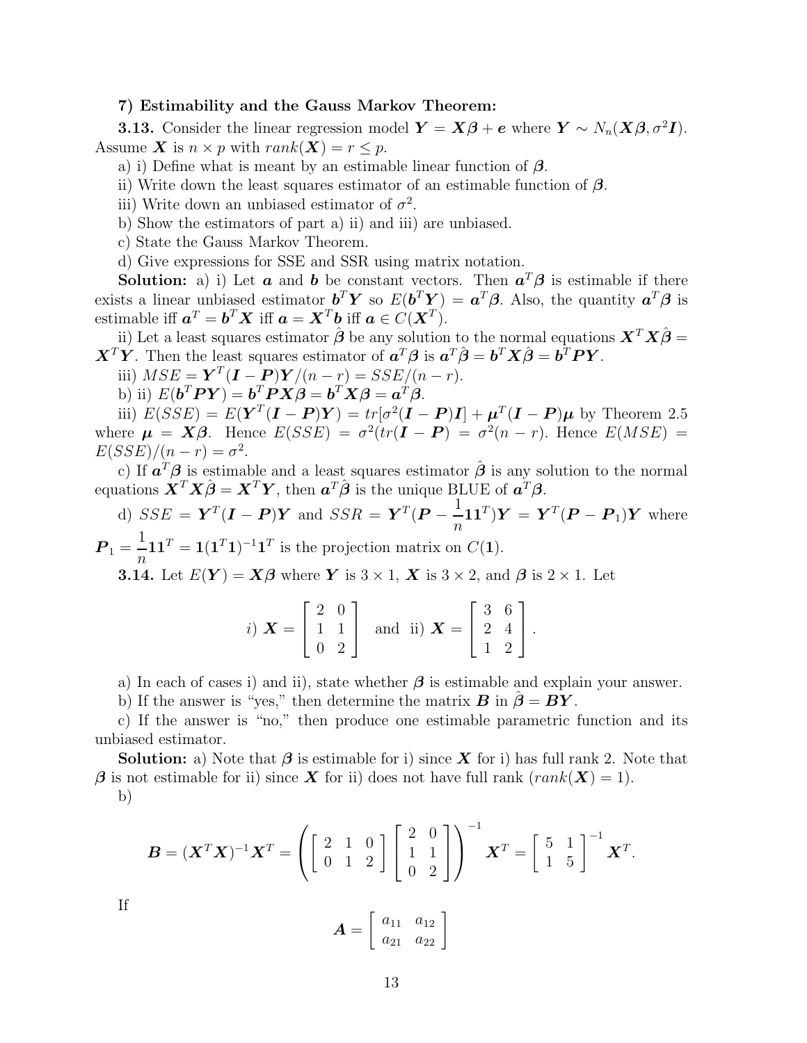**7) Estimability and the Gauss Markov Theorem:**

**3.13.** Consider the linear regression model $\boldsymbol{Y} = \boldsymbol{X\beta} + \boldsymbol{e}$ where $\boldsymbol{Y} \sim N_n(\boldsymbol{X\beta}, \sigma^2 \boldsymbol{I})$. Assume $\boldsymbol{X}$ is $n \times p$ with $rank(\boldsymbol{X}) = r \leq p$.

a) i) Define what is meant by an estimable linear function of $\boldsymbol{\beta}$.

ii) Write down the least squares estimator of an estimable function of $\boldsymbol{\beta}$.

iii) Write down an unbiased estimator of $\sigma^2$.

b) Show the estimators of part a) ii) and iii) are unbiased.

c) State the Gauss Markov Theorem.

d) Give expressions for SSE and SSR using matrix notation.

**Solution:** a) i) Let $\boldsymbol{a}$ and $\boldsymbol{b}$ be constant vectors. Then $\boldsymbol{a}^T\boldsymbol{\beta}$ is estimable if there exists a linear unbiased estimator $\boldsymbol{b}^T\boldsymbol{Y}$ so $E(\boldsymbol{b}^T\boldsymbol{Y}) = \boldsymbol{a}^T\boldsymbol{\beta}$. Also, the quantity $\boldsymbol{a}^T\boldsymbol{\beta}$ is estimable iff $\boldsymbol{a}^T = \boldsymbol{b}^T\boldsymbol{X}$ iff $\boldsymbol{a} = \boldsymbol{X}^T\boldsymbol{b}$ iff $\boldsymbol{a} \in C(\boldsymbol{X}^T)$.

ii) Let a least squares estimator $\hat{\boldsymbol{\beta}}$ be any solution to the normal equations $\boldsymbol{X}^T\boldsymbol{X}\hat{\boldsymbol{\beta}} = \boldsymbol{X}^T\boldsymbol{Y}$. Then the least squares estimator of $\boldsymbol{a}^T\boldsymbol{\beta}$ is $\boldsymbol{a}^T\hat{\boldsymbol{\beta}} = \boldsymbol{b}^T\boldsymbol{X}\hat{\boldsymbol{\beta}} = \boldsymbol{b}^T\boldsymbol{PY}$.

iii) $MSE = \boldsymbol{Y}^T(\boldsymbol{I} - \boldsymbol{P})\boldsymbol{Y}/(n-r) = SSE/(n-r)$.

b) ii) $E(\boldsymbol{b}^T\boldsymbol{PY}) = \boldsymbol{b}^T\boldsymbol{PX\beta} = \boldsymbol{b}^T\boldsymbol{X\beta} = \boldsymbol{a}^T\boldsymbol{\beta}$.

iii) $E(SSE) = E(\boldsymbol{Y}^T(\boldsymbol{I} - \boldsymbol{P})\boldsymbol{Y}) = tr[\sigma^2(\boldsymbol{I} - \boldsymbol{P})\boldsymbol{I}] + \boldsymbol{\mu}^T(\boldsymbol{I} - \boldsymbol{P})\boldsymbol{\mu}$ by Theorem 2.5 where $\boldsymbol{\mu} = \boldsymbol{X\beta}$. Hence $E(SSE) = \sigma^2(tr(\boldsymbol{I} - \boldsymbol{P}) = \sigma^2(n-r)$. Hence $E(MSE) = E(SSE)/(n-r) = \sigma^2$.

c) If $\boldsymbol{a}^T\boldsymbol{\beta}$ is estimable and a least squares estimator $\hat{\boldsymbol{\beta}}$ is any solution to the normal equations $\boldsymbol{X}^T\boldsymbol{X}\hat{\boldsymbol{\beta}} = \boldsymbol{X}^T\boldsymbol{Y}$, then $\boldsymbol{a}^T\hat{\boldsymbol{\beta}}$ is the unique BLUE of $\boldsymbol{a}^T\boldsymbol{\beta}$.

d) $SSE = \boldsymbol{Y}^T(\boldsymbol{I} - \boldsymbol{P})\boldsymbol{Y}$ and $SSR = \boldsymbol{Y}^T(\boldsymbol{P} - \frac{1}{n}\boldsymbol{1}\boldsymbol{1}^T)\boldsymbol{Y} = \boldsymbol{Y}^T(\boldsymbol{P} - \boldsymbol{P}_1)\boldsymbol{Y}$ where $\boldsymbol{P}_1 = \frac{1}{n}\boldsymbol{1}\boldsymbol{1}^T = \boldsymbol{1}(\boldsymbol{1}^T\boldsymbol{1})^{-1}\boldsymbol{1}^T$ is the projection matrix on $C(\boldsymbol{1})$.

**3.14.** Let $E(\boldsymbol{Y}) = \boldsymbol{X\beta}$ where $\boldsymbol{Y}$ is $3 \times 1$, $\boldsymbol{X}$ is $3 \times 2$, and $\boldsymbol{\beta}$ is $2 \times 1$. Let

$$i)\ \boldsymbol{X} = \begin{bmatrix} 2 & 0 \\ 1 & 1 \\ 0 & 2 \end{bmatrix} \quad \text{and ii) } \boldsymbol{X} = \begin{bmatrix} 3 & 6 \\ 2 & 4 \\ 1 & 2 \end{bmatrix}.$$

a) In each of cases i) and ii), state whether $\boldsymbol{\beta}$ is estimable and explain your answer.

b) If the answer is "yes," then determine the matrix $\boldsymbol{B}$ in $\hat{\boldsymbol{\beta}} = \boldsymbol{BY}$.

c) If the answer is "no," then produce one estimable parametric function and its unbiased estimator.

**Solution:** a) Note that $\boldsymbol{\beta}$ is estimable for i) since $\boldsymbol{X}$ for i) has full rank 2. Note that $\boldsymbol{\beta}$ is not estimable for ii) since $\boldsymbol{X}$ for ii) does not have full rank ($rank(\boldsymbol{X}) = 1$).

b)

$$\boldsymbol{B} = (\boldsymbol{X}^T\boldsymbol{X})^{-1}\boldsymbol{X}^T = \left( \begin{bmatrix} 2 & 1 & 0 \\ 0 & 1 & 2 \end{bmatrix} \begin{bmatrix} 2 & 0 \\ 1 & 1 \\ 0 & 2 \end{bmatrix} \right)^{-1} \boldsymbol{X}^T = \begin{bmatrix} 5 & 1 \\ 1 & 5 \end{bmatrix}^{-1} \boldsymbol{X}^T.$$

If

$$\boldsymbol{A} = \begin{bmatrix} a_{11} & a_{12} \\ a_{21} & a_{22} \end{bmatrix}$$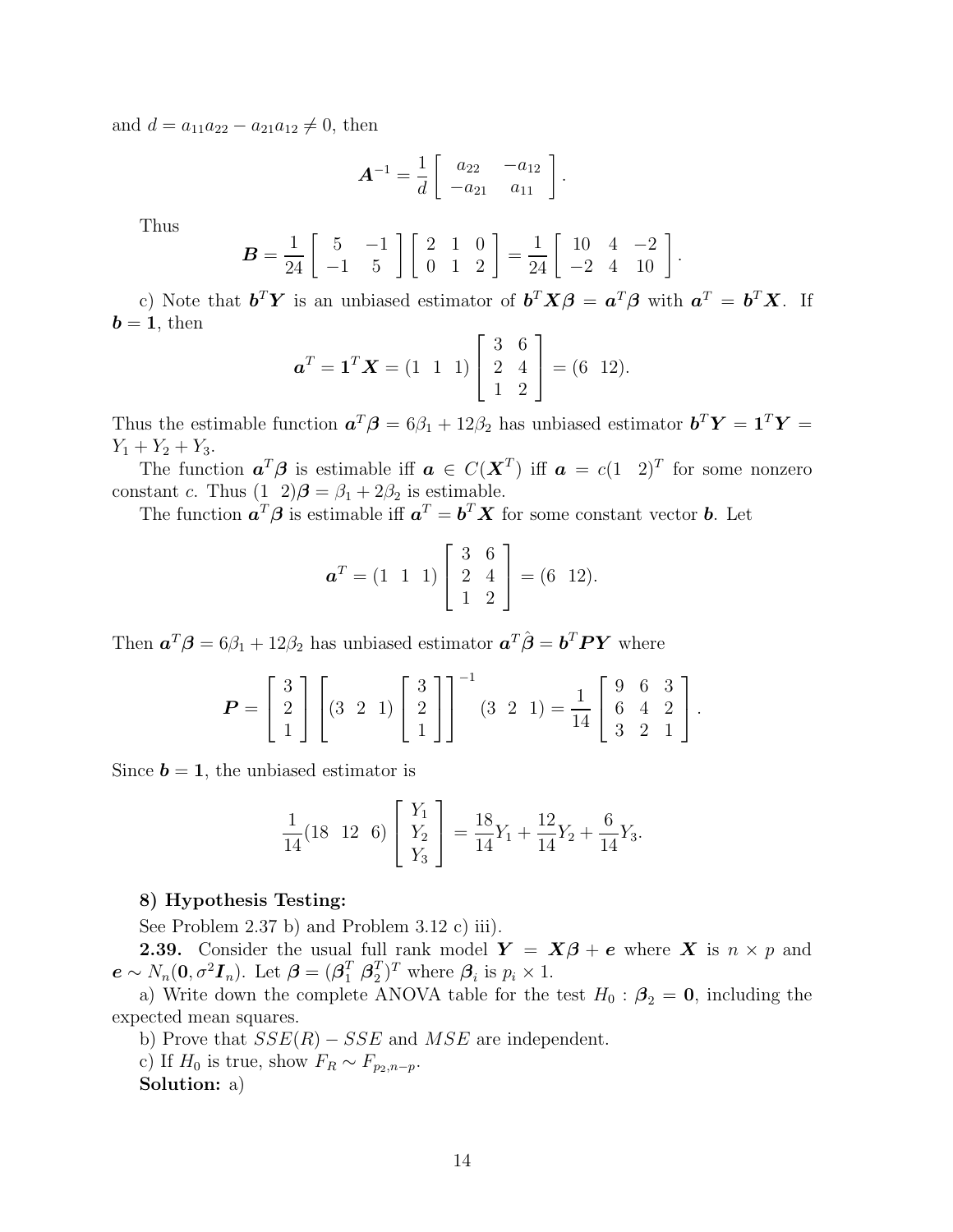and $d = a_{11}a_{22} - a_{21}a_{12} \neq 0$, then

$$\boldsymbol{A}^{-1} = \frac{1}{d} \begin{bmatrix} a_{22} & -a_{12} \\ -a_{21} & a_{11} \end{bmatrix}.$$

Thus

$$\boldsymbol{B} = \frac{1}{24} \begin{bmatrix} 5 & -1 \\ -1 & 5 \end{bmatrix} \begin{bmatrix} 2 & 1 & 0 \\ 0 & 1 & 2 \end{bmatrix} = \frac{1}{24} \begin{bmatrix} 10 & 4 & -2 \\ -2 & 4 & 10 \end{bmatrix}.$$

c) Note that $\boldsymbol{b}^T\boldsymbol{Y}$ is an unbiased estimator of $\boldsymbol{b}^T\boldsymbol{X}\boldsymbol{\beta} = \boldsymbol{a}^T\boldsymbol{\beta}$ with $\boldsymbol{a}^T = \boldsymbol{b}^T\boldsymbol{X}$. If $\boldsymbol{b} = \boldsymbol{1}$, then

$$\boldsymbol{a}^T = \boldsymbol{1}^T\boldsymbol{X} = (1 \;\; 1 \;\; 1) \begin{bmatrix} 3 & 6 \\ 2 & 4 \\ 1 & 2 \end{bmatrix} = (6 \;\; 12).$$

Thus the estimable function $\boldsymbol{a}^T\boldsymbol{\beta} = 6\beta_1 + 12\beta_2$ has unbiased estimator $\boldsymbol{b}^T\boldsymbol{Y} = \boldsymbol{1}^T\boldsymbol{Y} = Y_1 + Y_2 + Y_3$.

The function $\boldsymbol{a}^T\boldsymbol{\beta}$ is estimable iff $\boldsymbol{a} \in C(\boldsymbol{X}^T)$ iff $\boldsymbol{a} = c(1 \;\; 2)^T$ for some nonzero constant $c$. Thus $(1 \;\; 2)\boldsymbol{\beta} = \beta_1 + 2\beta_2$ is estimable.

The function $\boldsymbol{a}^T\boldsymbol{\beta}$ is estimable iff $\boldsymbol{a}^T = \boldsymbol{b}^T\boldsymbol{X}$ for some constant vector $\boldsymbol{b}$. Let

$$\boldsymbol{a}^T = (1 \;\; 1 \;\; 1) \begin{bmatrix} 3 & 6 \\ 2 & 4 \\ 1 & 2 \end{bmatrix} = (6 \;\; 12).$$

Then $\boldsymbol{a}^T\boldsymbol{\beta} = 6\beta_1 + 12\beta_2$ has unbiased estimator $\boldsymbol{a}^T\hat{\boldsymbol{\beta}} = \boldsymbol{b}^T\boldsymbol{P}\boldsymbol{Y}$ where

$$\boldsymbol{P} = \begin{bmatrix} 3 \\ 2 \\ 1 \end{bmatrix} \left[ (3 \;\; 2 \;\; 1) \begin{bmatrix} 3 \\ 2 \\ 1 \end{bmatrix} \right]^{-1} (3 \;\; 2 \;\; 1) = \frac{1}{14} \begin{bmatrix} 9 & 6 & 3 \\ 6 & 4 & 2 \\ 3 & 2 & 1 \end{bmatrix}.$$

Since $\boldsymbol{b} = \boldsymbol{1}$, the unbiased estimator is

$$\frac{1}{14}(18 \;\; 12 \;\; 6) \begin{bmatrix} Y_1 \\ Y_2 \\ Y_3 \end{bmatrix} = \frac{18}{14}Y_1 + \frac{12}{14}Y_2 + \frac{6}{14}Y_3.$$

**8) Hypothesis Testing:**

See Problem 2.37 b) and Problem 3.12 c) iii).

**2.39.** Consider the usual full rank model $\boldsymbol{Y} = \boldsymbol{X}\boldsymbol{\beta} + \boldsymbol{e}$ where $\boldsymbol{X}$ is $n \times p$ and $\boldsymbol{e} \sim N_n(\boldsymbol{0}, \sigma^2\boldsymbol{I}_n)$. Let $\boldsymbol{\beta} = (\boldsymbol{\beta}_1^T \; \boldsymbol{\beta}_2^T)^T$ where $\boldsymbol{\beta}_i$ is $p_i \times 1$.

a) Write down the complete ANOVA table for the test $H_0 : \boldsymbol{\beta}_2 = \boldsymbol{0}$, including the expected mean squares.

b) Prove that $SSE(R) - SSE$ and $MSE$ are independent.

c) If $H_0$ is true, show $F_R \sim F_{p_2, n-p}$.

**Solution:** a)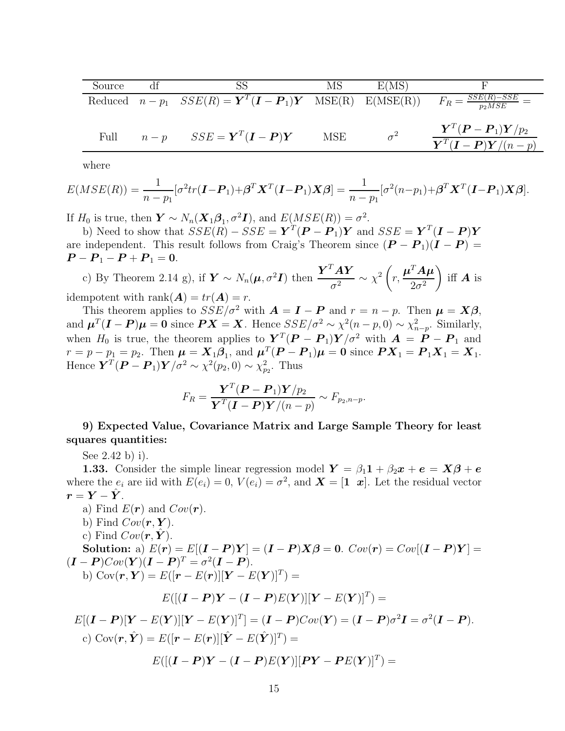| Source | df | SS | MS | E(MS) | F |
|---|---|---|---|---|---|
| Reduced | $n - p_1$ | $SSE(R) = \boldsymbol{Y}^T(\boldsymbol{I} - \boldsymbol{P}_1)\boldsymbol{Y}$ | MSE(R) | E(MSE(R)) | $F_R = \frac{SSE(R) - SSE}{p_2 MSE} =$ |
| Full | $n - p$ | $SSE = \boldsymbol{Y}^T(\boldsymbol{I} - \boldsymbol{P})\boldsymbol{Y}$ | MSE | $\sigma^2$ | $\dfrac{\boldsymbol{Y}^T(\boldsymbol{P} - \boldsymbol{P}_1)\boldsymbol{Y}/p_2}{\boldsymbol{Y}^T(\boldsymbol{I} - \boldsymbol{P})\boldsymbol{Y}/(n-p)}$ |

where

$$E(MSE(R)) = \frac{1}{n-p_1}[\sigma^2 tr(\boldsymbol{I} - \boldsymbol{P}_1) + \boldsymbol{\beta}^T \boldsymbol{X}^T(\boldsymbol{I} - \boldsymbol{P}_1)\boldsymbol{X\beta}] = \frac{1}{n-p_1}[\sigma^2(n-p_1) + \boldsymbol{\beta}^T \boldsymbol{X}^T(\boldsymbol{I} - \boldsymbol{P}_1)\boldsymbol{X\beta}].$$

If $H_0$ is true, then $\boldsymbol{Y} \sim N_n(\boldsymbol{X}_1\boldsymbol{\beta}_1, \sigma^2\boldsymbol{I})$, and $E(MSE(R)) = \sigma^2$.

b) Need to show that $SSE(R) - SSE = \boldsymbol{Y}^T(\boldsymbol{P} - \boldsymbol{P}_1)\boldsymbol{Y}$ and $SSE = \boldsymbol{Y}^T(\boldsymbol{I} - \boldsymbol{P})\boldsymbol{Y}$ are independent. This result follows from Craig's Theorem since $(\boldsymbol{P} - \boldsymbol{P}_1)(\boldsymbol{I} - \boldsymbol{P}) = \boldsymbol{P} - \boldsymbol{P}_1 - \boldsymbol{P} + \boldsymbol{P}_1 = \boldsymbol{0}$.

c) By Theorem 2.14 g), if $\boldsymbol{Y} \sim N_n(\boldsymbol{\mu}, \sigma^2\boldsymbol{I})$ then $\dfrac{\boldsymbol{Y}^T\boldsymbol{AY}}{\sigma^2} \sim \chi^2\left(r, \dfrac{\boldsymbol{\mu}^T\boldsymbol{A\mu}}{2\sigma^2}\right)$ iff $\boldsymbol{A}$ is idempotent with rank$(\boldsymbol{A}) = tr(\boldsymbol{A}) = r$.

This theorem applies to $SSE/\sigma^2$ with $\boldsymbol{A} = \boldsymbol{I} - \boldsymbol{P}$ and $r = n - p$. Then $\boldsymbol{\mu} = \boldsymbol{X\beta}$, and $\boldsymbol{\mu}^T(\boldsymbol{I} - \boldsymbol{P})\boldsymbol{\mu} = \boldsymbol{0}$ since $\boldsymbol{PX} = \boldsymbol{X}$. Hence $SSE/\sigma^2 \sim \chi^2(n-p, 0) \sim \chi^2_{n-p}$. Similarly, when $H_0$ is true, the theorem applies to $\boldsymbol{Y}^T(\boldsymbol{P} - \boldsymbol{P}_1)\boldsymbol{Y}/\sigma^2$ with $\boldsymbol{A} = \boldsymbol{P} - \boldsymbol{P}_1$ and $r = p - p_1 = p_2$. Then $\boldsymbol{\mu} = \boldsymbol{X}_1\boldsymbol{\beta}_1$, and $\boldsymbol{\mu}^T(\boldsymbol{P} - \boldsymbol{P}_1)\boldsymbol{\mu} = \boldsymbol{0}$ since $\boldsymbol{PX}_1 = \boldsymbol{P}_1\boldsymbol{X}_1 = \boldsymbol{X}_1$. Hence $\boldsymbol{Y}^T(\boldsymbol{P} - \boldsymbol{P}_1)\boldsymbol{Y}/\sigma^2 \sim \chi^2(p_2, 0) \sim \chi^2_{p_2}$. Thus

$$F_R = \frac{\boldsymbol{Y}^T(\boldsymbol{P} - \boldsymbol{P}_1)\boldsymbol{Y}/p_2}{\boldsymbol{Y}^T(\boldsymbol{I} - \boldsymbol{P})\boldsymbol{Y}/(n-p)} \sim F_{p_2, n-p}.$$

**9) Expected Value, Covariance Matrix and Large Sample Theory for least squares quantities:**

See 2.42 b) i).

**1.33.** Consider the simple linear regression model $\boldsymbol{Y} = \beta_1\boldsymbol{1} + \beta_2\boldsymbol{x} + \boldsymbol{e} = \boldsymbol{X\beta} + \boldsymbol{e}$ where the $e_i$ are iid with $E(e_i) = 0$, $V(e_i) = \sigma^2$, and $\boldsymbol{X} = [\boldsymbol{1} \;\; \boldsymbol{x}]$. Let the residual vector $\boldsymbol{r} = \boldsymbol{Y} - \hat{\boldsymbol{Y}}$.

a) Find $E(\boldsymbol{r})$ and $Cov(\boldsymbol{r})$.

b) Find $Cov(\boldsymbol{r}, \boldsymbol{Y})$.

c) Find $Cov(\boldsymbol{r}, \hat{\boldsymbol{Y}})$.

**Solution:** a) $E(\boldsymbol{r}) = E[(\boldsymbol{I} - \boldsymbol{P})\boldsymbol{Y}] = (\boldsymbol{I} - \boldsymbol{P})\boldsymbol{X\beta} = \boldsymbol{0}$. $Cov(\boldsymbol{r}) = Cov[(\boldsymbol{I} - \boldsymbol{P})\boldsymbol{Y}] = (\boldsymbol{I} - \boldsymbol{P})Cov(\boldsymbol{Y})(\boldsymbol{I} - \boldsymbol{P})^T = \sigma^2(\boldsymbol{I} - \boldsymbol{P})$.

b) $\text{Cov}(\boldsymbol{r}, \boldsymbol{Y}) = E([\boldsymbol{r} - E(\boldsymbol{r})][\boldsymbol{Y} - E(\boldsymbol{Y})]^T) =$

$$E([(\boldsymbol{I} - \boldsymbol{P})\boldsymbol{Y} - (\boldsymbol{I} - \boldsymbol{P})E(\boldsymbol{Y})][\boldsymbol{Y} - E(\boldsymbol{Y})]^T) =$$

$$E[(\boldsymbol{I} - \boldsymbol{P})[\boldsymbol{Y} - E(\boldsymbol{Y})][\boldsymbol{Y} - E(\boldsymbol{Y})]^T] = (\boldsymbol{I} - \boldsymbol{P})Cov(\boldsymbol{Y}) = (\boldsymbol{I} - \boldsymbol{P})\sigma^2\boldsymbol{I} = \sigma^2(\boldsymbol{I} - \boldsymbol{P}).$$

c) $\text{Cov}(\boldsymbol{r}, \hat{\boldsymbol{Y}}) = E([\boldsymbol{r} - E(\boldsymbol{r})][\hat{\boldsymbol{Y}} - E(\hat{\boldsymbol{Y}})]^T) =$

$$E([(\boldsymbol{I} - \boldsymbol{P})\boldsymbol{Y} - (\boldsymbol{I} - \boldsymbol{P})E(\boldsymbol{Y})][\boldsymbol{PY} - \boldsymbol{P}E(\boldsymbol{Y})]^T) =$$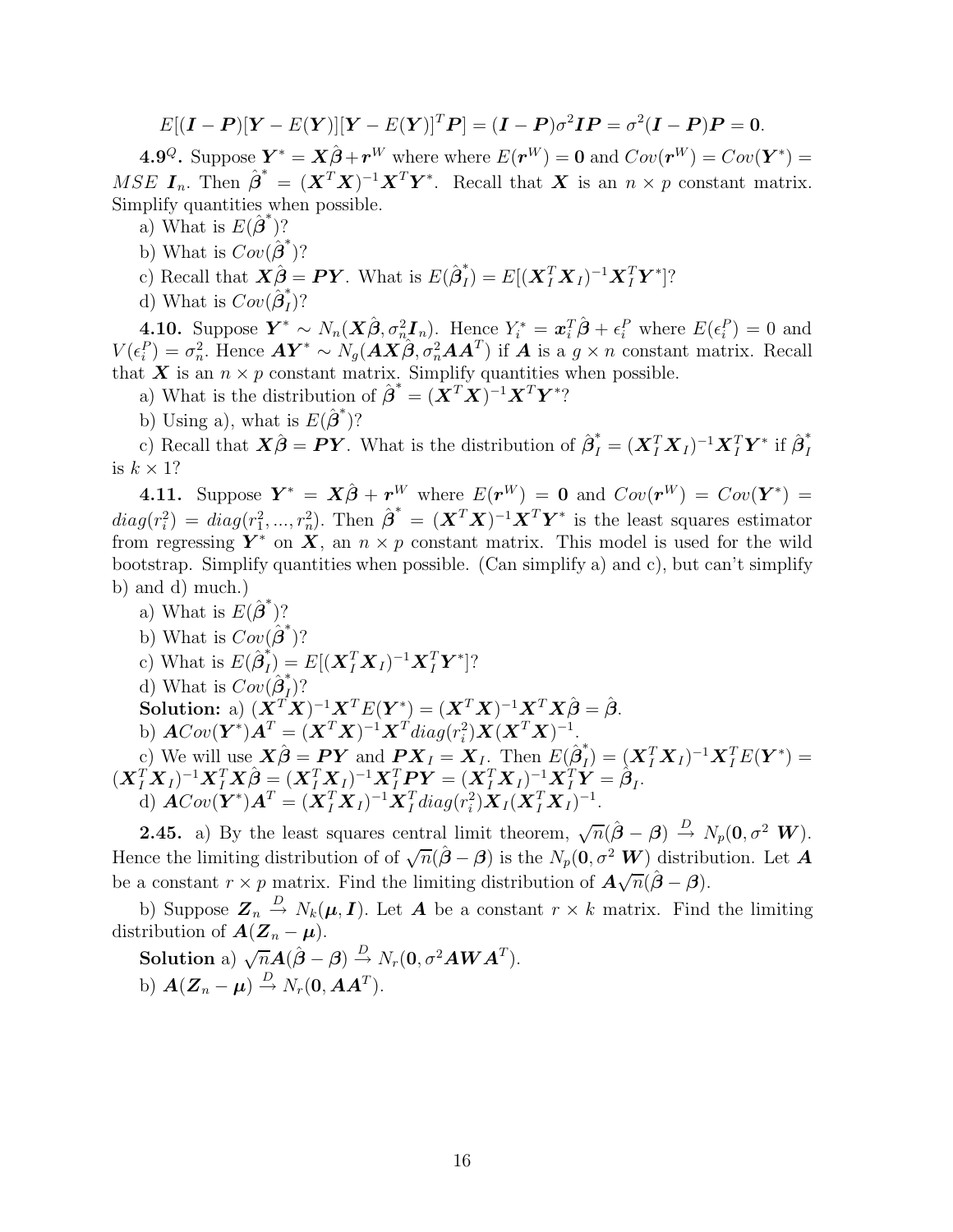$$E[(\boldsymbol{I} - \boldsymbol{P})[\boldsymbol{Y} - E(\boldsymbol{Y})][\boldsymbol{Y} - E(\boldsymbol{Y})]^T \boldsymbol{P}] = (\boldsymbol{I} - \boldsymbol{P})\sigma^2 \boldsymbol{I} \boldsymbol{P} = \sigma^2(\boldsymbol{I} - \boldsymbol{P})\boldsymbol{P} = \boldsymbol{0}.$$

**4.9$^Q$.** Suppose $\boldsymbol{Y}^* = \boldsymbol{X}\hat{\boldsymbol{\beta}} + \boldsymbol{r}^W$ where where $E(\boldsymbol{r}^W) = \boldsymbol{0}$ and $Cov(\boldsymbol{r}^W) = Cov(\boldsymbol{Y}^*) = MSE\ \boldsymbol{I}_n$. Then $\hat{\boldsymbol{\beta}}^* = (\boldsymbol{X}^T\boldsymbol{X})^{-1}\boldsymbol{X}^T\boldsymbol{Y}^*$. Recall that $\boldsymbol{X}$ is an $n \times p$ constant matrix. Simplify quantities when possible.

a) What is $E(\hat{\boldsymbol{\beta}}^*)$?

b) What is $Cov(\hat{\boldsymbol{\beta}}^*)$?

c) Recall that $\boldsymbol{X}\hat{\boldsymbol{\beta}} = \boldsymbol{P}\boldsymbol{Y}$. What is $E(\hat{\boldsymbol{\beta}}_I^*) = E[(\boldsymbol{X}_I^T\boldsymbol{X}_I)^{-1}\boldsymbol{X}_I^T\boldsymbol{Y}^*]$?

d) What is $Cov(\hat{\boldsymbol{\beta}}_I^*)$?

**4.10.** Suppose $\boldsymbol{Y}^* \sim N_n(\boldsymbol{X}\hat{\boldsymbol{\beta}}, \sigma_n^2\boldsymbol{I}_n)$. Hence $Y_i^* = \boldsymbol{x}_i^T\hat{\boldsymbol{\beta}} + \epsilon_i^P$ where $E(\epsilon_i^P) = 0$ and $V(\epsilon_i^P) = \sigma_n^2$. Hence $\boldsymbol{A}\boldsymbol{Y}^* \sim N_g(\boldsymbol{A}\boldsymbol{X}\hat{\boldsymbol{\beta}}, \sigma_n^2\boldsymbol{A}\boldsymbol{A}^T)$ if $\boldsymbol{A}$ is a $g \times n$ constant matrix. Recall that $\boldsymbol{X}$ is an $n \times p$ constant matrix. Simplify quantities when possible.

a) What is the distribution of $\hat{\boldsymbol{\beta}}^* = (\boldsymbol{X}^T\boldsymbol{X})^{-1}\boldsymbol{X}^T\boldsymbol{Y}^*$?

b) Using a), what is $E(\hat{\boldsymbol{\beta}}^*)$?

c) Recall that $\boldsymbol{X}\hat{\boldsymbol{\beta}} = \boldsymbol{P}\boldsymbol{Y}$. What is the distribution of $\hat{\boldsymbol{\beta}}_I^* = (\boldsymbol{X}_I^T\boldsymbol{X}_I)^{-1}\boldsymbol{X}_I^T\boldsymbol{Y}^*$ if $\hat{\boldsymbol{\beta}}_I^*$ is $k \times 1$?

**4.11.** Suppose $\boldsymbol{Y}^* = \boldsymbol{X}\hat{\boldsymbol{\beta}} + \boldsymbol{r}^W$ where $E(\boldsymbol{r}^W) = \boldsymbol{0}$ and $Cov(\boldsymbol{r}^W) = Cov(\boldsymbol{Y}^*) = diag(r_i^2) = diag(r_1^2, ..., r_n^2)$. Then $\hat{\boldsymbol{\beta}}^* = (\boldsymbol{X}^T\boldsymbol{X})^{-1}\boldsymbol{X}^T\boldsymbol{Y}^*$ is the least squares estimator from regressing $\boldsymbol{Y}^*$ on $\boldsymbol{X}$, an $n \times p$ constant matrix. This model is used for the wild bootstrap. Simplify quantities when possible. (Can simplify a) and c), but can't simplify b) and d) much.)

a) What is $E(\hat{\boldsymbol{\beta}}^*)$?

b) What is $Cov(\hat{\boldsymbol{\beta}}^*)$?

c) What is $E(\hat{\boldsymbol{\beta}}_I^*) = E[(\boldsymbol{X}_I^T\boldsymbol{X}_I)^{-1}\boldsymbol{X}_I^T\boldsymbol{Y}^*]$?

d) What is $Cov(\hat{\boldsymbol{\beta}}_I^*)$?

**Solution:** a) $(\boldsymbol{X}^T\boldsymbol{X})^{-1}\boldsymbol{X}^T E(\boldsymbol{Y}^*) = (\boldsymbol{X}^T\boldsymbol{X})^{-1}\boldsymbol{X}^T\boldsymbol{X}\hat{\boldsymbol{\beta}} = \hat{\boldsymbol{\beta}}$.

b) $\boldsymbol{A}Cov(\boldsymbol{Y}^*)\boldsymbol{A}^T = (\boldsymbol{X}^T\boldsymbol{X})^{-1}\boldsymbol{X}^T diag(r_i^2)\boldsymbol{X}(\boldsymbol{X}^T\boldsymbol{X})^{-1}$.

c) We will use $\boldsymbol{X}\hat{\boldsymbol{\beta}} = \boldsymbol{P}\boldsymbol{Y}$ and $\boldsymbol{P}\boldsymbol{X}_I = \boldsymbol{X}_I$. Then $E(\hat{\boldsymbol{\beta}}_I^*) = (\boldsymbol{X}_I^T\boldsymbol{X}_I)^{-1}\boldsymbol{X}_I^T E(\boldsymbol{Y}^*) = (\boldsymbol{X}_I^T\boldsymbol{X}_I)^{-1}\boldsymbol{X}_I^T\boldsymbol{X}\hat{\boldsymbol{\beta}} = (\boldsymbol{X}_I^T\boldsymbol{X}_I)^{-1}\boldsymbol{X}_I^T\boldsymbol{P}\boldsymbol{Y} = (\boldsymbol{X}_I^T\boldsymbol{X}_I)^{-1}\boldsymbol{X}_I^T\boldsymbol{Y} = \hat{\boldsymbol{\beta}}_I$.

d) $\boldsymbol{A}Cov(\boldsymbol{Y}^*)\boldsymbol{A}^T = (\boldsymbol{X}_I^T\boldsymbol{X}_I)^{-1}\boldsymbol{X}_I^T diag(r_i^2)\boldsymbol{X}_I(\boldsymbol{X}_I^T\boldsymbol{X}_I)^{-1}$.

**2.45.** a) By the least squares central limit theorem, $\sqrt{n}(\hat{\boldsymbol{\beta}} - \boldsymbol{\beta}) \xrightarrow{D} N_p(\boldsymbol{0}, \sigma^2\ \boldsymbol{W})$. Hence the limiting distribution of of $\sqrt{n}(\hat{\boldsymbol{\beta}} - \boldsymbol{\beta})$ is the $N_p(\boldsymbol{0}, \sigma^2\ \boldsymbol{W})$ distribution. Let $\boldsymbol{A}$ be a constant $r \times p$ matrix. Find the limiting distribution of $\boldsymbol{A}\sqrt{n}(\hat{\boldsymbol{\beta}} - \boldsymbol{\beta})$.

b) Suppose $\boldsymbol{Z}_n \xrightarrow{D} N_k(\boldsymbol{\mu}, \boldsymbol{I})$. Let $\boldsymbol{A}$ be a constant $r \times k$ matrix. Find the limiting distribution of $\boldsymbol{A}(\boldsymbol{Z}_n - \boldsymbol{\mu})$.

**Solution** a) $\sqrt{n}\boldsymbol{A}(\hat{\boldsymbol{\beta}} - \boldsymbol{\beta}) \xrightarrow{D} N_r(\boldsymbol{0}, \sigma^2\boldsymbol{A}\boldsymbol{W}\boldsymbol{A}^T)$.

b) $\boldsymbol{A}(\boldsymbol{Z}_n - \boldsymbol{\mu}) \xrightarrow{D} N_r(\boldsymbol{0}, \boldsymbol{A}\boldsymbol{A}^T)$.